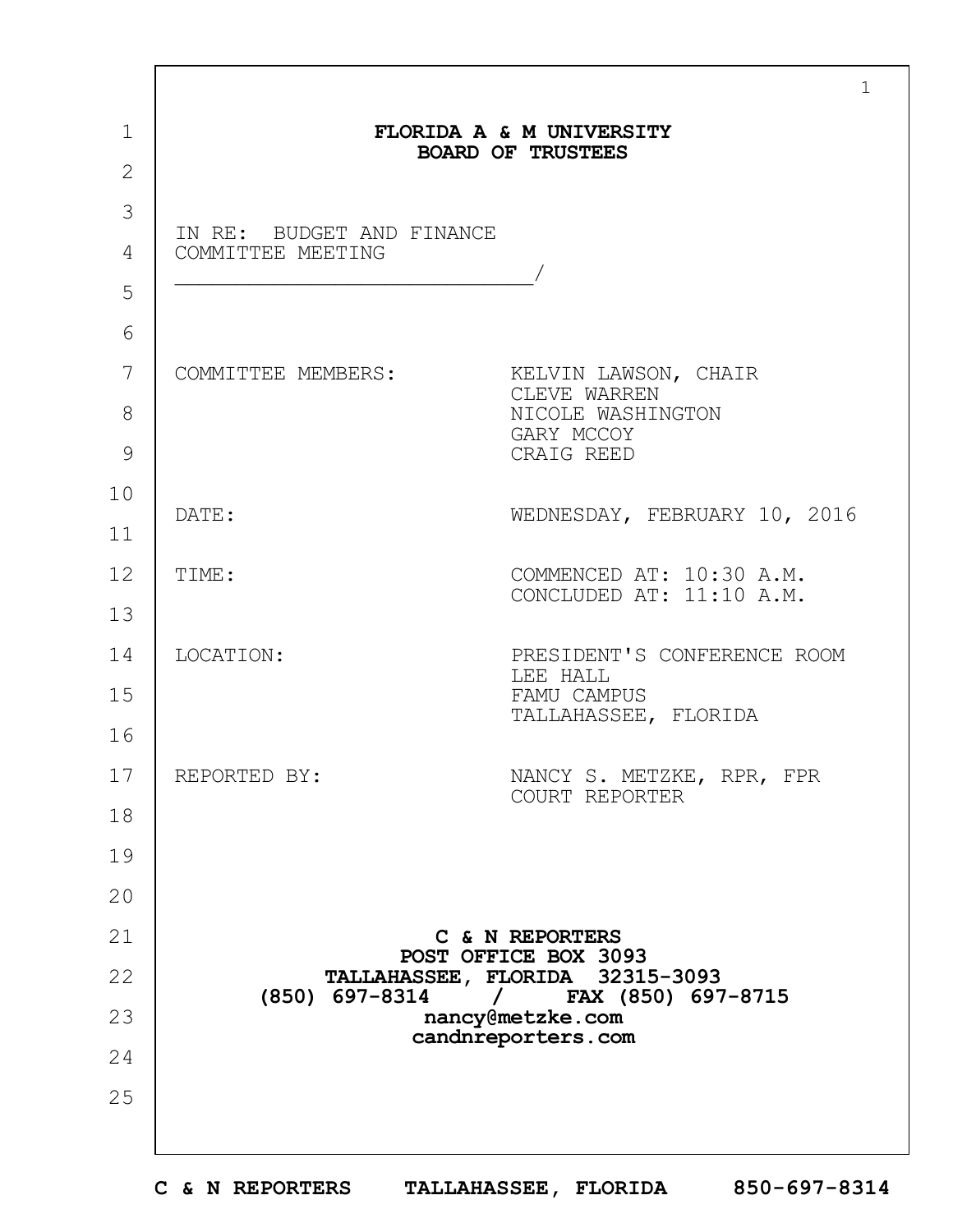# FLORIDA A & M UNIVERSITY
# BOARD OF TRUSTEES

IN RE: BUDGET AND FINANCE COMMITTEE MEETING
_____________________________/

| | |
|---|---|
| COMMITTEE MEMBERS: | KELVIN LAWSON, CHAIR<br>CLEVE WARREN<br>NICOLE WASHINGTON<br>GARY MCCOY<br>CRAIG REED |
| DATE: | WEDNESDAY, FEBRUARY 10, 2016 |
| TIME: | COMMENCED AT: 10:30 A.M.<br>CONCLUDED AT: 11:10 A.M. |
| LOCATION: | PRESIDENT'S CONFERENCE ROOM<br>LEE HALL<br>FAMU CAMPUS<br>TALLAHASSEE, FLORIDA |
| REPORTED BY: | NANCY S. METZKE, RPR, FPR<br>COURT REPORTER |

**C & N REPORTERS**
**POST OFFICE BOX 3093**
**TALLAHASSEE, FLORIDA 32315-3093**
**(850) 697-8314 / FAX (850) 697-8715**
**nancy@metzke.com**
**candnreporters.com**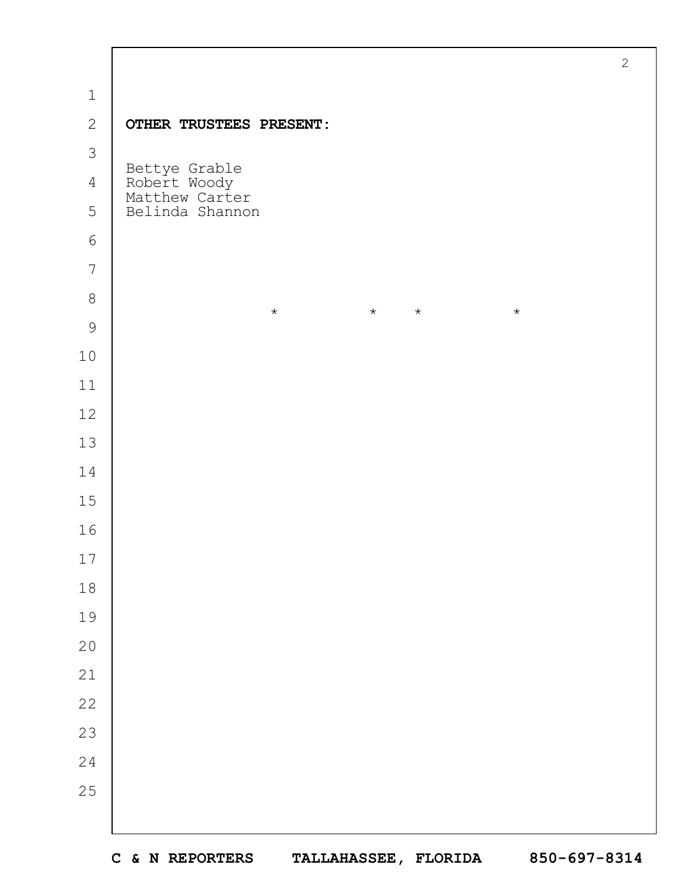**OTHER TRUSTEES PRESENT:**

Bettye Grable
Robert Woody
Matthew Carter
Belinda Shannon

\*　　\*　\*　　\*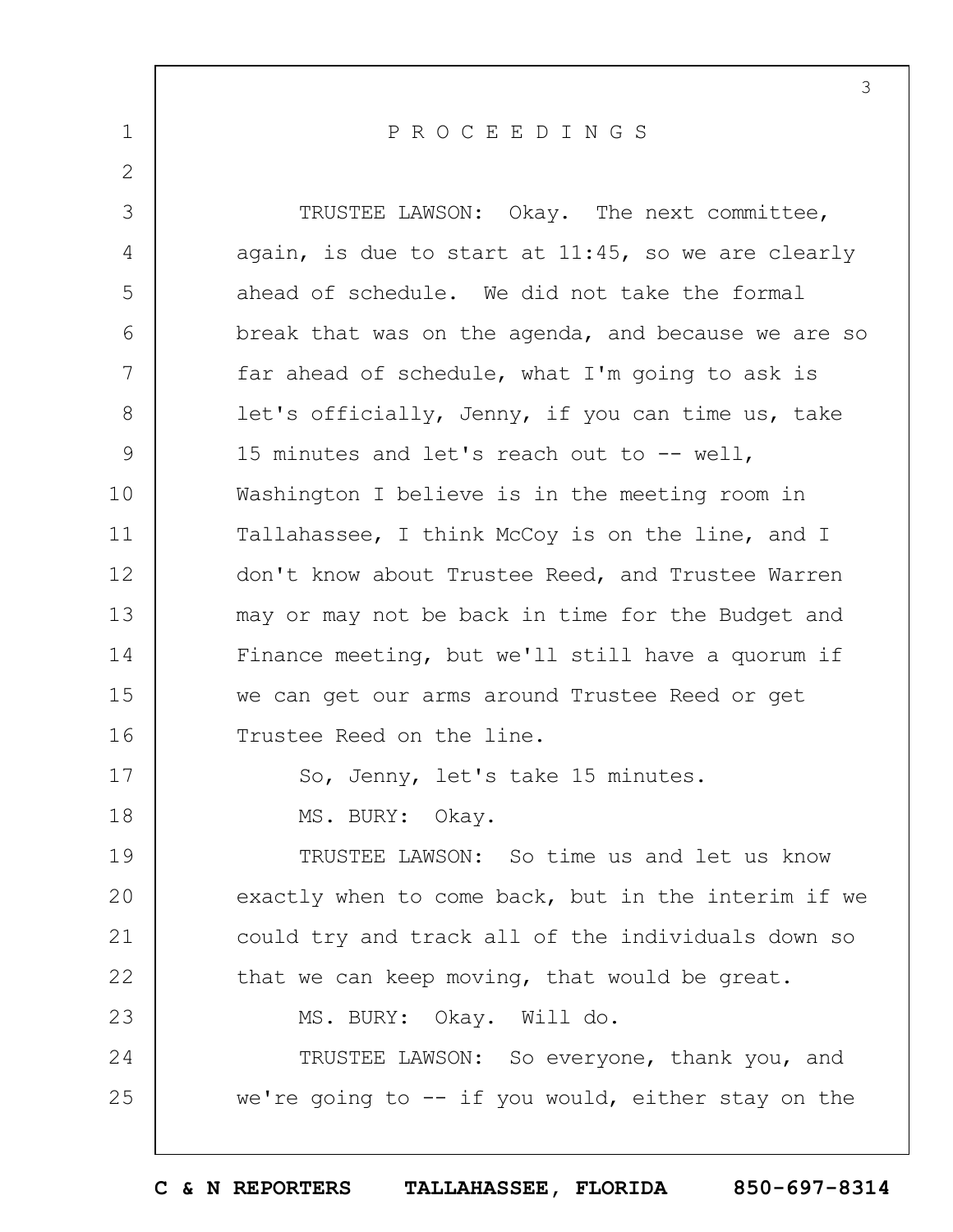P R O C E E D I N G S

TRUSTEE LAWSON: Okay. The next committee, again, is due to start at 11:45, so we are clearly ahead of schedule. We did not take the formal break that was on the agenda, and because we are so far ahead of schedule, what I'm going to ask is let's officially, Jenny, if you can time us, take 15 minutes and let's reach out to -- well, Washington I believe is in the meeting room in Tallahassee, I think McCoy is on the line, and I don't know about Trustee Reed, and Trustee Warren may or may not be back in time for the Budget and Finance meeting, but we'll still have a quorum if we can get our arms around Trustee Reed or get Trustee Reed on the line.

So, Jenny, let's take 15 minutes.

MS. BURY: Okay.

TRUSTEE LAWSON: So time us and let us know exactly when to come back, but in the interim if we could try and track all of the individuals down so that we can keep moving, that would be great.

MS. BURY: Okay. Will do.

TRUSTEE LAWSON: So everyone, thank you, and we're going to -- if you would, either stay on the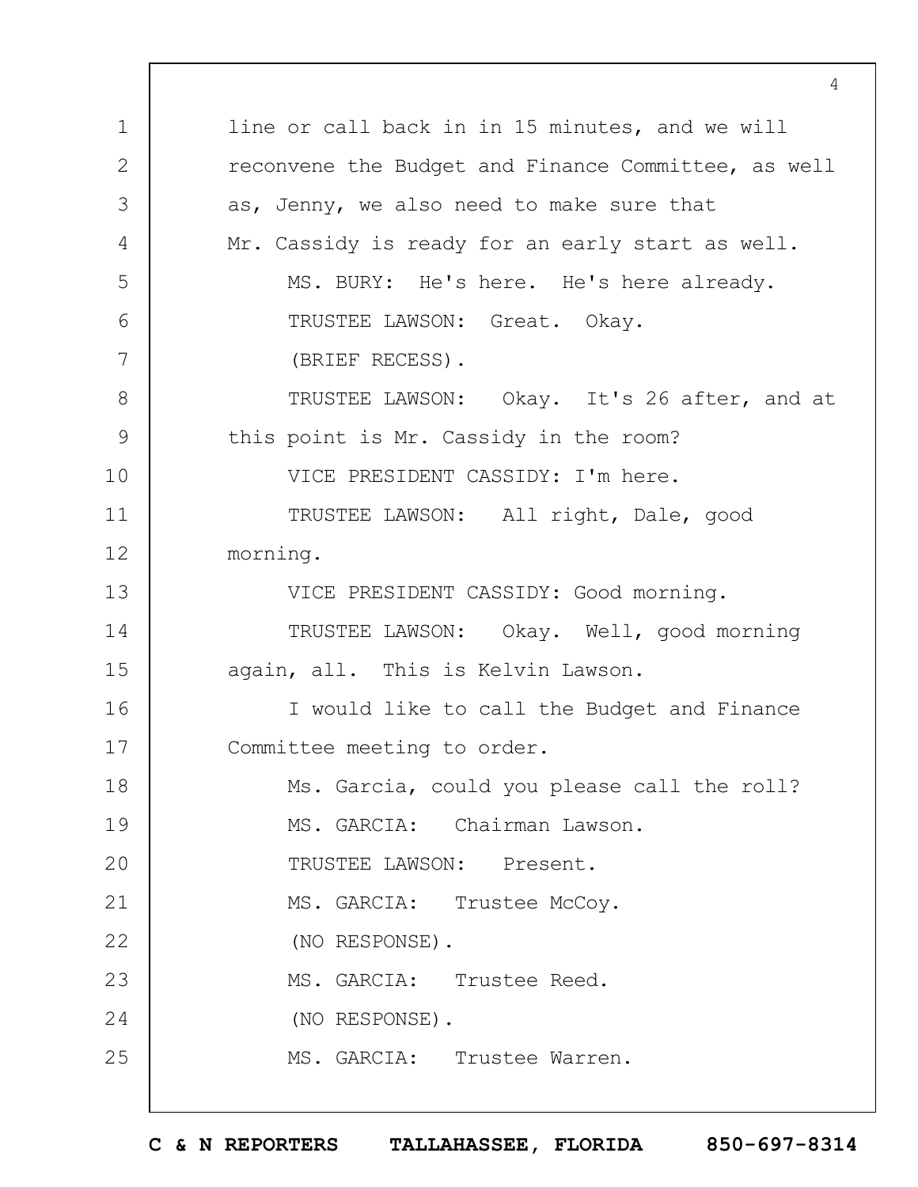line or call back in in 15 minutes, and we will reconvene the Budget and Finance Committee, as well as, Jenny, we also need to make sure that Mr. Cassidy is ready for an early start as well.

MS. BURY: He's here. He's here already.

TRUSTEE LAWSON: Great. Okay.

(BRIEF RECESS).

TRUSTEE LAWSON: Okay. It's 26 after, and at this point is Mr. Cassidy in the room?

VICE PRESIDENT CASSIDY: I'm here.

TRUSTEE LAWSON: All right, Dale, good morning.

VICE PRESIDENT CASSIDY: Good morning.

TRUSTEE LAWSON: Okay. Well, good morning again, all. This is Kelvin Lawson.

I would like to call the Budget and Finance Committee meeting to order.

Ms. Garcia, could you please call the roll?

MS. GARCIA: Chairman Lawson.

TRUSTEE LAWSON: Present.

MS. GARCIA: Trustee McCoy.

(NO RESPONSE).

MS. GARCIA: Trustee Reed.

(NO RESPONSE).

MS. GARCIA: Trustee Warren.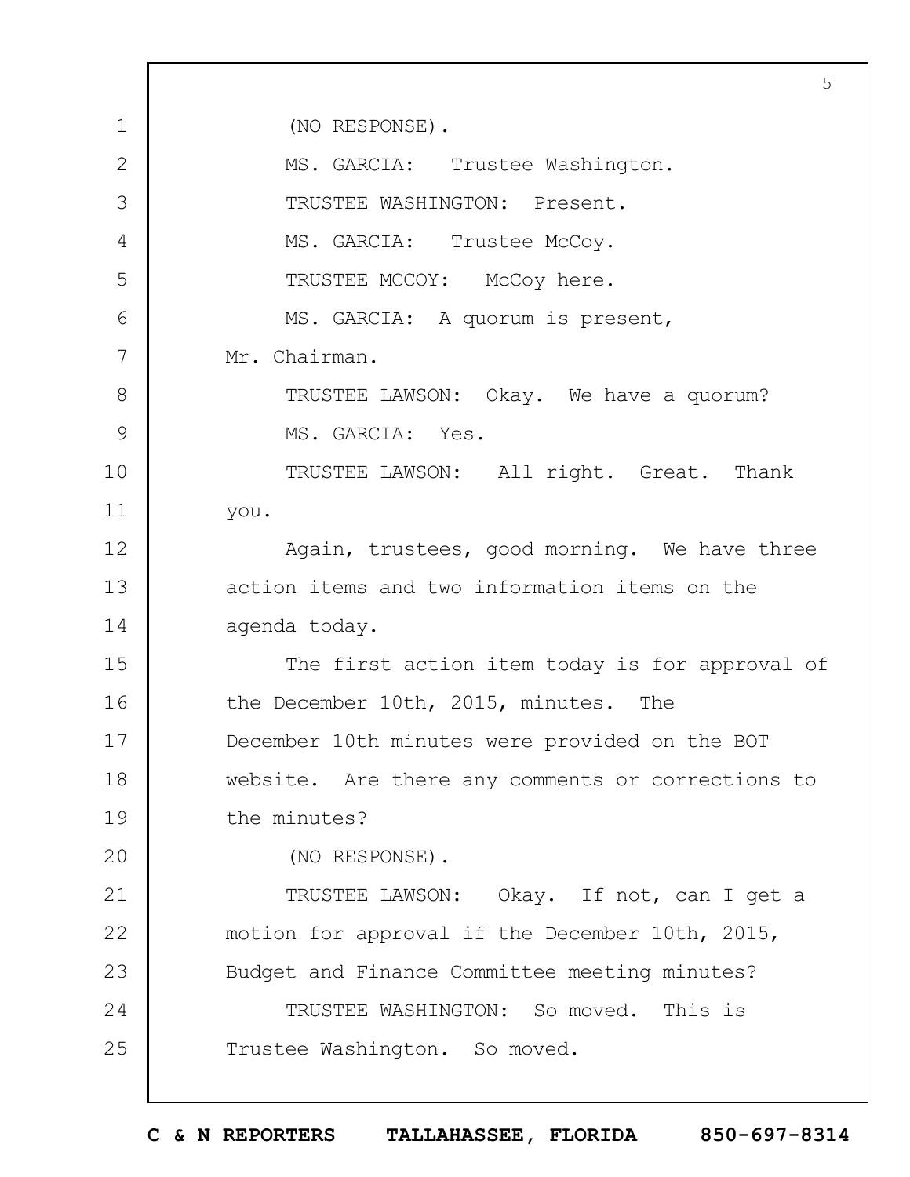(NO RESPONSE).

MS. GARCIA: Trustee Washington.

TRUSTEE WASHINGTON: Present.

MS. GARCIA: Trustee McCoy.

TRUSTEE MCCOY: McCoy here.

MS. GARCIA: A quorum is present, Mr. Chairman.

TRUSTEE LAWSON: Okay. We have a quorum?

MS. GARCIA: Yes.

TRUSTEE LAWSON: All right. Great. Thank you.

Again, trustees, good morning. We have three action items and two information items on the agenda today.

The first action item today is for approval of the December 10th, 2015, minutes. The December 10th minutes were provided on the BOT website. Are there any comments or corrections to the minutes?

(NO RESPONSE).

TRUSTEE LAWSON: Okay. If not, can I get a motion for approval if the December 10th, 2015, Budget and Finance Committee meeting minutes?

TRUSTEE WASHINGTON: So moved. This is Trustee Washington. So moved.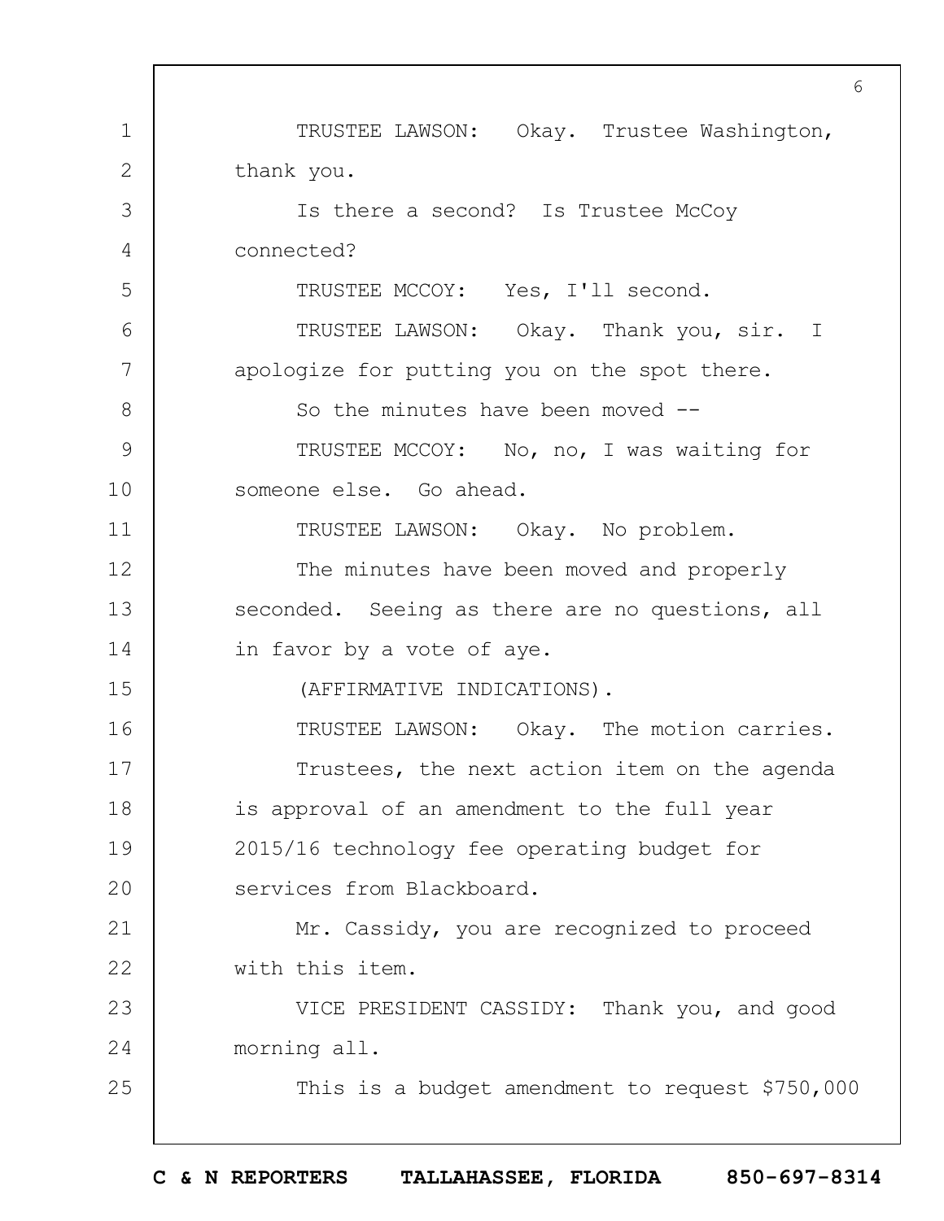TRUSTEE LAWSON: Okay. Trustee Washington, thank you.

Is there a second? Is Trustee McCoy connected?

TRUSTEE MCCOY: Yes, I'll second.

TRUSTEE LAWSON: Okay. Thank you, sir. I apologize for putting you on the spot there.

So the minutes have been moved --

TRUSTEE MCCOY: No, no, I was waiting for someone else. Go ahead.

TRUSTEE LAWSON: Okay. No problem.

The minutes have been moved and properly seconded. Seeing as there are no questions, all in favor by a vote of aye.

(AFFIRMATIVE INDICATIONS).

TRUSTEE LAWSON: Okay. The motion carries.

Trustees, the next action item on the agenda is approval of an amendment to the full year 2015/16 technology fee operating budget for services from Blackboard.

Mr. Cassidy, you are recognized to proceed with this item.

VICE PRESIDENT CASSIDY: Thank you, and good morning all.

This is a budget amendment to request $750,000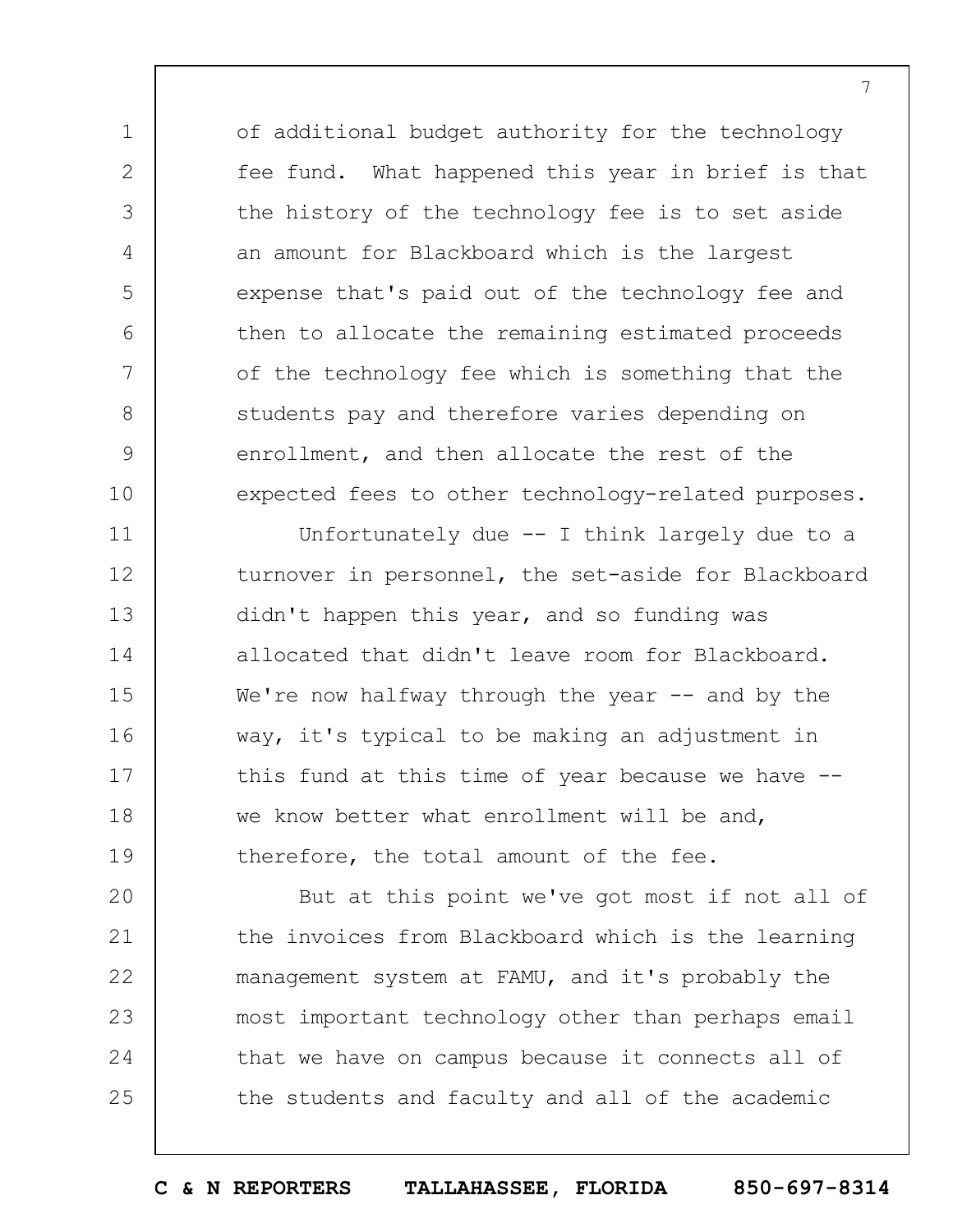of additional budget authority for the technology fee fund. What happened this year in brief is that the history of the technology fee is to set aside an amount for Blackboard which is the largest expense that's paid out of the technology fee and then to allocate the remaining estimated proceeds of the technology fee which is something that the students pay and therefore varies depending on enrollment, and then allocate the rest of the expected fees to other technology-related purposes.

Unfortunately due -- I think largely due to a turnover in personnel, the set-aside for Blackboard didn't happen this year, and so funding was allocated that didn't leave room for Blackboard. We're now halfway through the year -- and by the way, it's typical to be making an adjustment in this fund at this time of year because we have -- we know better what enrollment will be and, therefore, the total amount of the fee.

But at this point we've got most if not all of the invoices from Blackboard which is the learning management system at FAMU, and it's probably the most important technology other than perhaps email that we have on campus because it connects all of the students and faculty and all of the academic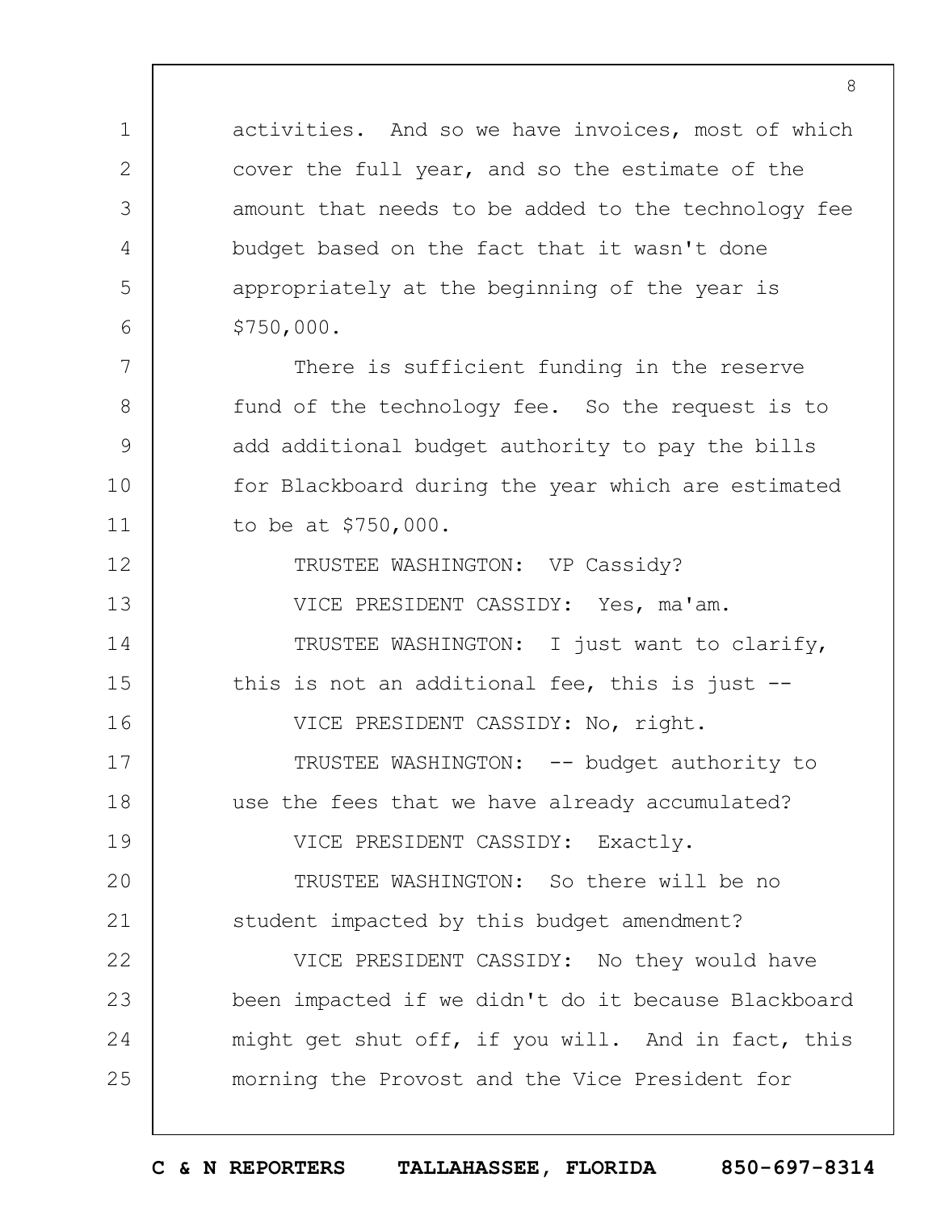activities. And so we have invoices, most of which cover the full year, and so the estimate of the amount that needs to be added to the technology fee budget based on the fact that it wasn't done appropriately at the beginning of the year is $750,000.

There is sufficient funding in the reserve fund of the technology fee. So the request is to add additional budget authority to pay the bills for Blackboard during the year which are estimated to be at $750,000.

TRUSTEE WASHINGTON: VP Cassidy?

VICE PRESIDENT CASSIDY: Yes, ma'am.

TRUSTEE WASHINGTON: I just want to clarify, this is not an additional fee, this is just --

VICE PRESIDENT CASSIDY: No, right.

TRUSTEE WASHINGTON: -- budget authority to use the fees that we have already accumulated?

VICE PRESIDENT CASSIDY: Exactly.

TRUSTEE WASHINGTON: So there will be no student impacted by this budget amendment?

VICE PRESIDENT CASSIDY: No they would have been impacted if we didn't do it because Blackboard might get shut off, if you will. And in fact, this morning the Provost and the Vice President for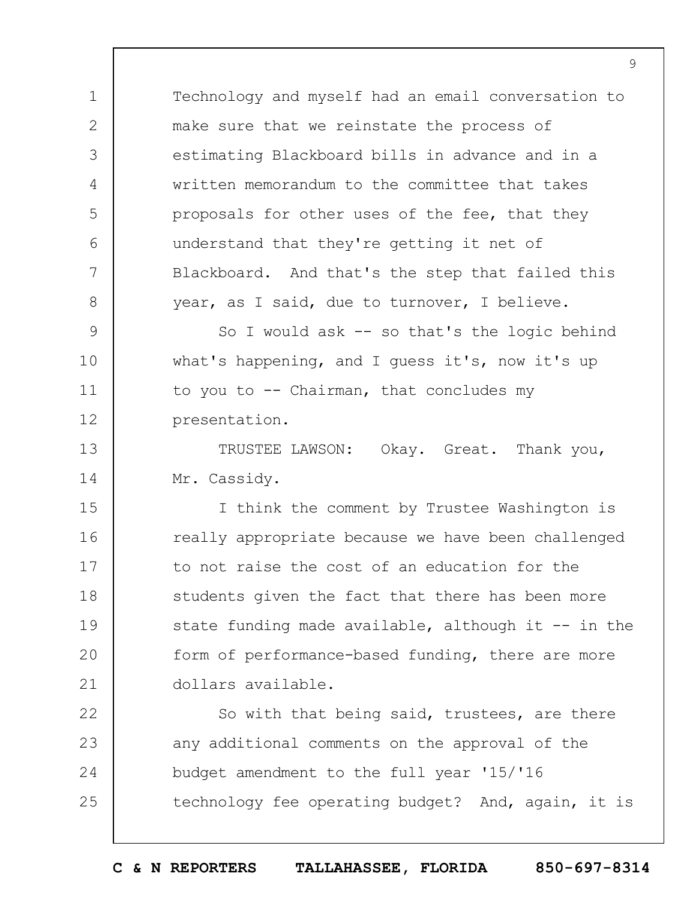Technology and myself had an email conversation to make sure that we reinstate the process of estimating Blackboard bills in advance and in a written memorandum to the committee that takes proposals for other uses of the fee, that they understand that they're getting it net of Blackboard. And that's the step that failed this year, as I said, due to turnover, I believe.

So I would ask -- so that's the logic behind what's happening, and I guess it's, now it's up to you to -- Chairman, that concludes my presentation.

TRUSTEE LAWSON: Okay. Great. Thank you, Mr. Cassidy.

I think the comment by Trustee Washington is really appropriate because we have been challenged to not raise the cost of an education for the students given the fact that there has been more state funding made available, although it -- in the form of performance-based funding, there are more dollars available.

So with that being said, trustees, are there any additional comments on the approval of the budget amendment to the full year '15/'16 technology fee operating budget? And, again, it is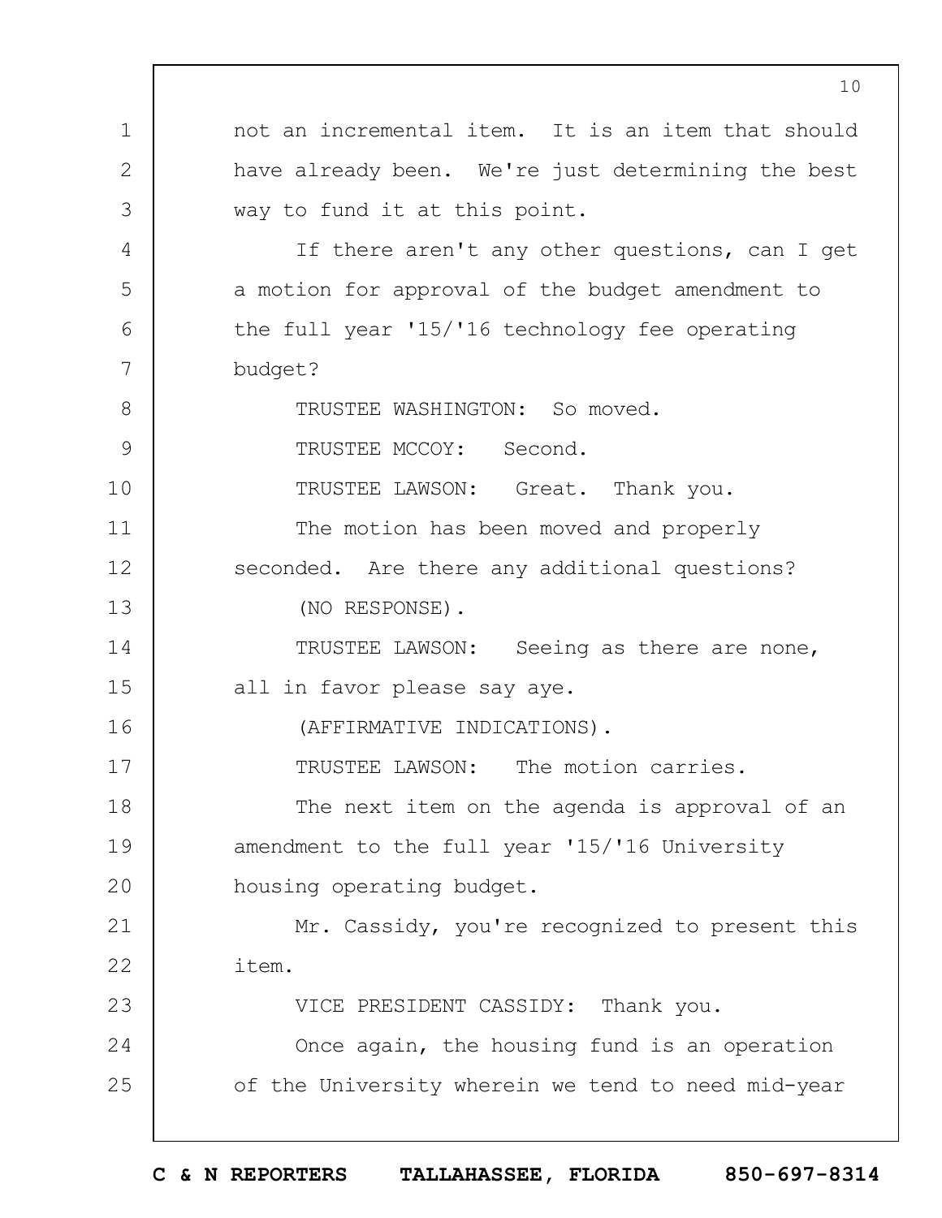not an incremental item. It is an item that should have already been. We're just determining the best way to fund it at this point.

If there aren't any other questions, can I get a motion for approval of the budget amendment to the full year '15/'16 technology fee operating budget?

TRUSTEE WASHINGTON: So moved.

TRUSTEE MCCOY: Second.

TRUSTEE LAWSON: Great. Thank you.

The motion has been moved and properly seconded. Are there any additional questions?

(NO RESPONSE).

TRUSTEE LAWSON: Seeing as there are none, all in favor please say aye.

(AFFIRMATIVE INDICATIONS).

TRUSTEE LAWSON: The motion carries.

The next item on the agenda is approval of an amendment to the full year '15/'16 University housing operating budget.

Mr. Cassidy, you're recognized to present this item.

VICE PRESIDENT CASSIDY: Thank you.

Once again, the housing fund is an operation of the University wherein we tend to need mid-year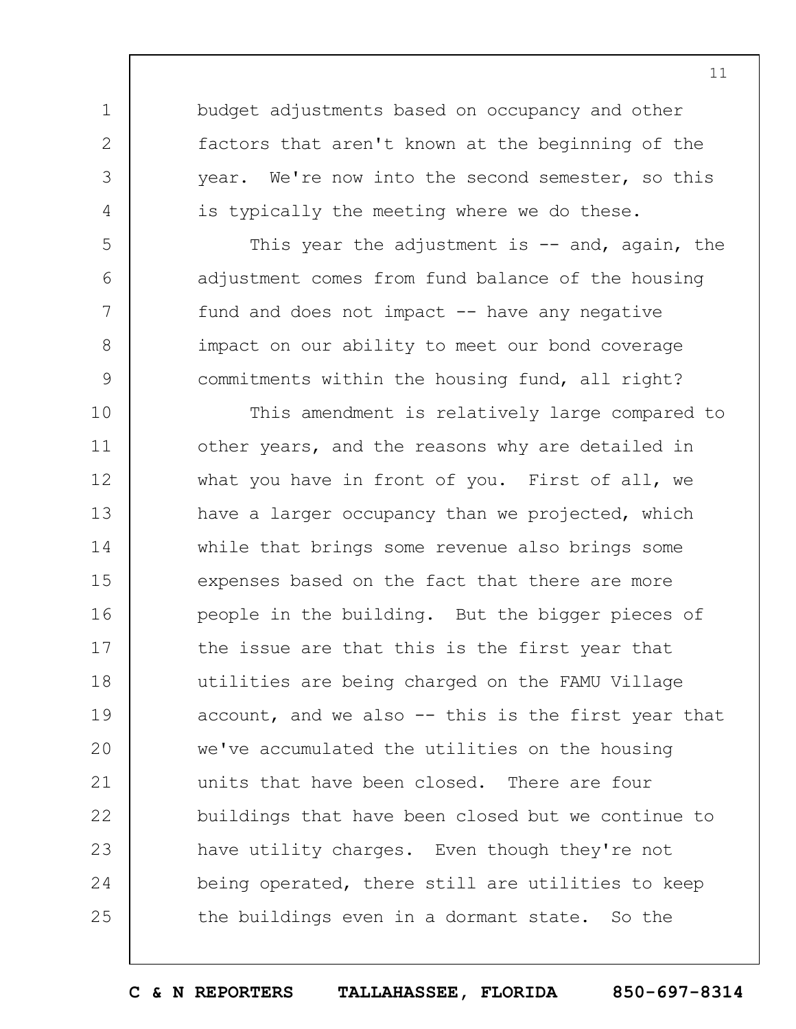budget adjustments based on occupancy and other factors that aren't known at the beginning of the year. We're now into the second semester, so this is typically the meeting where we do these.

This year the adjustment is -- and, again, the adjustment comes from fund balance of the housing fund and does not impact -- have any negative impact on our ability to meet our bond coverage commitments within the housing fund, all right?

This amendment is relatively large compared to other years, and the reasons why are detailed in what you have in front of you. First of all, we have a larger occupancy than we projected, which while that brings some revenue also brings some expenses based on the fact that there are more people in the building. But the bigger pieces of the issue are that this is the first year that utilities are being charged on the FAMU Village account, and we also -- this is the first year that we've accumulated the utilities on the housing units that have been closed. There are four buildings that have been closed but we continue to have utility charges. Even though they're not being operated, there still are utilities to keep the buildings even in a dormant state. So the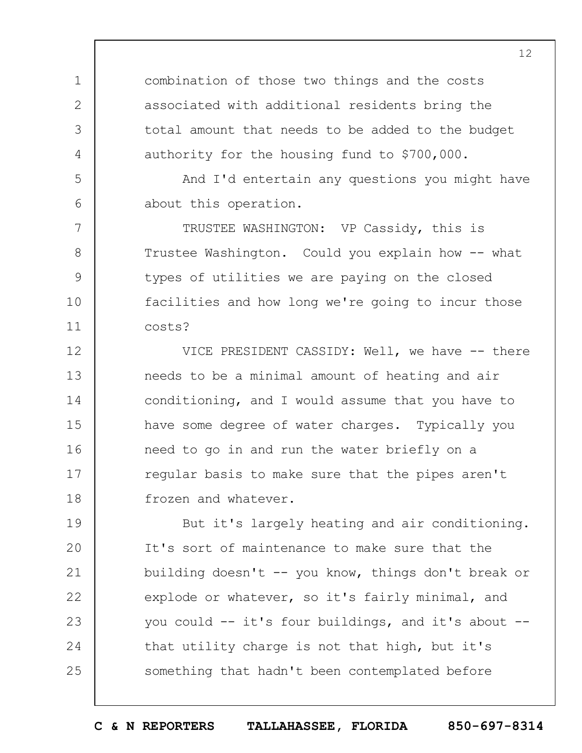combination of those two things and the costs associated with additional residents bring the total amount that needs to be added to the budget authority for the housing fund to $700,000.

And I'd entertain any questions you might have about this operation.

TRUSTEE WASHINGTON: VP Cassidy, this is Trustee Washington. Could you explain how -- what types of utilities we are paying on the closed facilities and how long we're going to incur those costs?

VICE PRESIDENT CASSIDY: Well, we have -- there needs to be a minimal amount of heating and air conditioning, and I would assume that you have to have some degree of water charges. Typically you need to go in and run the water briefly on a regular basis to make sure that the pipes aren't frozen and whatever.

But it's largely heating and air conditioning. It's sort of maintenance to make sure that the building doesn't -- you know, things don't break or explode or whatever, so it's fairly minimal, and you could -- it's four buildings, and it's about -- that utility charge is not that high, but it's something that hadn't been contemplated before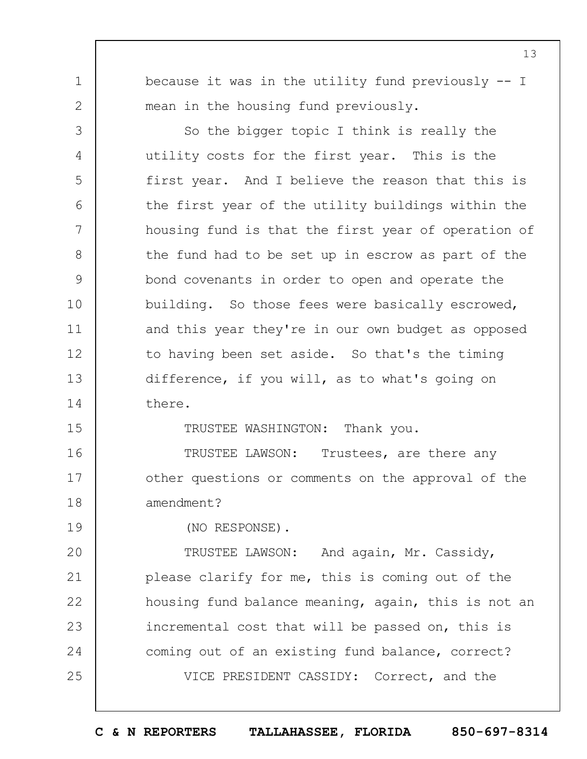because it was in the utility fund previously -- I mean in the housing fund previously.

So the bigger topic I think is really the utility costs for the first year. This is the first year. And I believe the reason that this is the first year of the utility buildings within the housing fund is that the first year of operation of the fund had to be set up in escrow as part of the bond covenants in order to open and operate the building. So those fees were basically escrowed, and this year they're in our own budget as opposed to having been set aside. So that's the timing difference, if you will, as to what's going on there.

TRUSTEE WASHINGTON: Thank you.

TRUSTEE LAWSON: Trustees, are there any other questions or comments on the approval of the amendment?

(NO RESPONSE).

TRUSTEE LAWSON: And again, Mr. Cassidy, please clarify for me, this is coming out of the housing fund balance meaning, again, this is not an incremental cost that will be passed on, this is coming out of an existing fund balance, correct?

VICE PRESIDENT CASSIDY: Correct, and the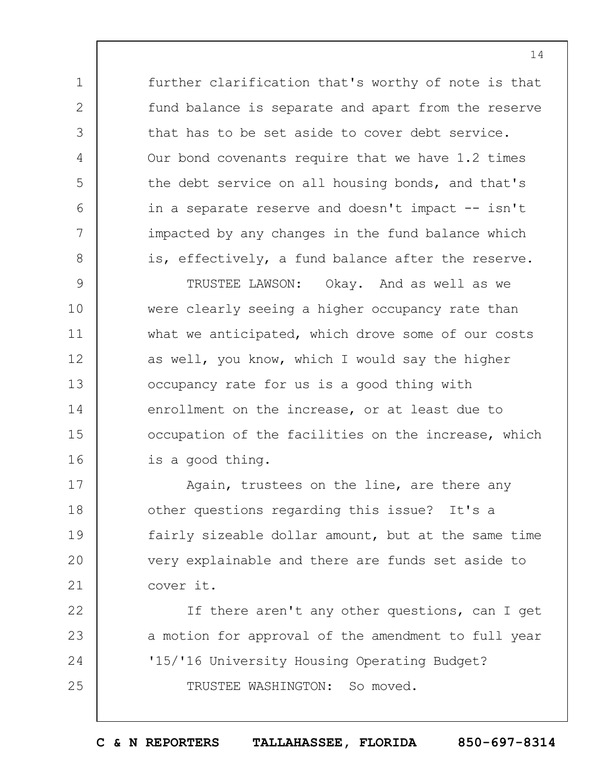further clarification that's worthy of note is that fund balance is separate and apart from the reserve that has to be set aside to cover debt service. Our bond covenants require that we have 1.2 times the debt service on all housing bonds, and that's in a separate reserve and doesn't impact -- isn't impacted by any changes in the fund balance which is, effectively, a fund balance after the reserve.

TRUSTEE LAWSON: Okay. And as well as we were clearly seeing a higher occupancy rate than what we anticipated, which drove some of our costs as well, you know, which I would say the higher occupancy rate for us is a good thing with enrollment on the increase, or at least due to occupation of the facilities on the increase, which is a good thing.

Again, trustees on the line, are there any other questions regarding this issue? It's a fairly sizeable dollar amount, but at the same time very explainable and there are funds set aside to cover it.

If there aren't any other questions, can I get a motion for approval of the amendment to full year '15/'16 University Housing Operating Budget?

TRUSTEE WASHINGTON: So moved.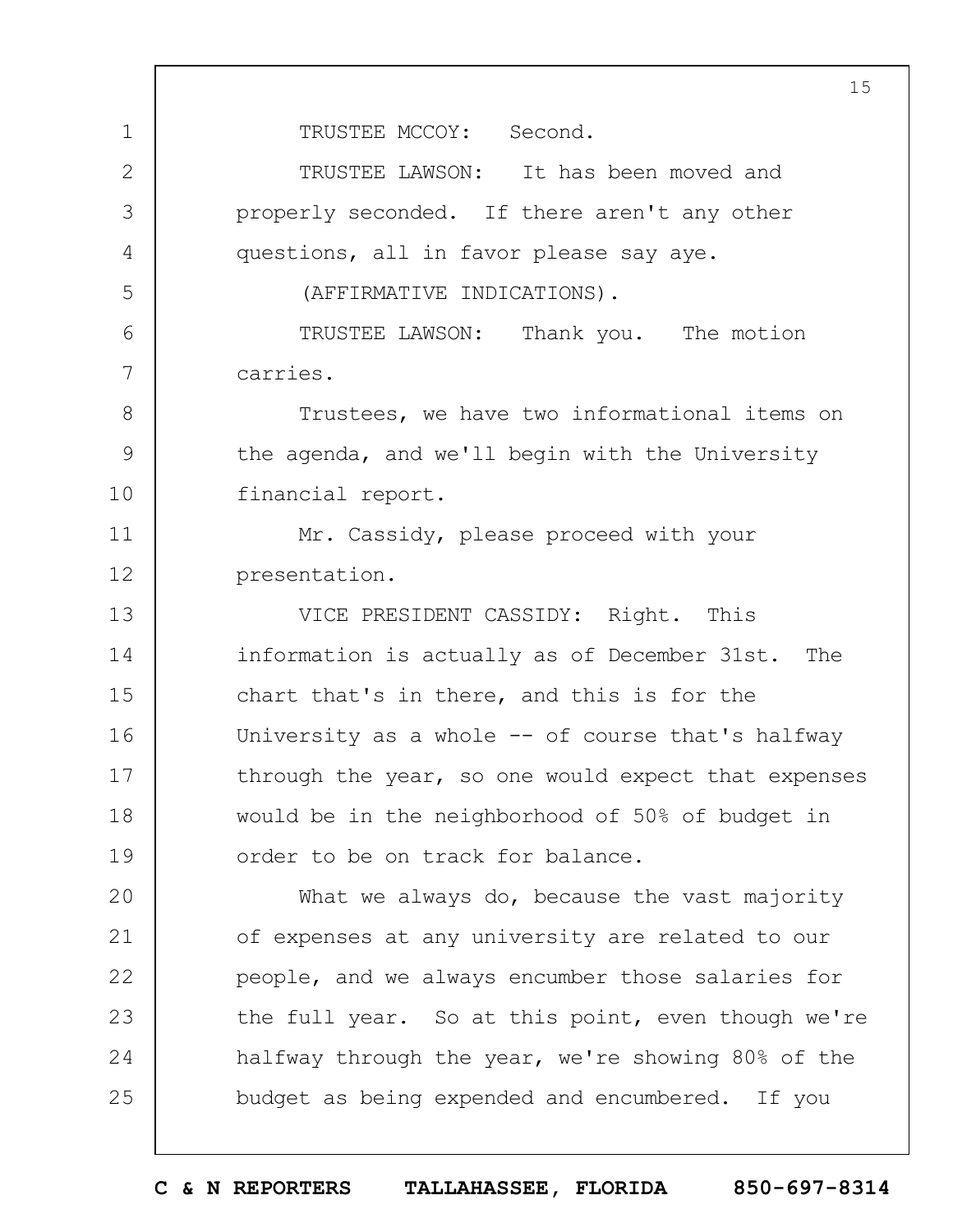TRUSTEE MCCOY: Second.

TRUSTEE LAWSON: It has been moved and properly seconded. If there aren't any other questions, all in favor please say aye.

(AFFIRMATIVE INDICATIONS).

TRUSTEE LAWSON: Thank you. The motion carries.

Trustees, we have two informational items on the agenda, and we'll begin with the University financial report.

Mr. Cassidy, please proceed with your presentation.

VICE PRESIDENT CASSIDY: Right. This information is actually as of December 31st. The chart that's in there, and this is for the University as a whole -- of course that's halfway through the year, so one would expect that expenses would be in the neighborhood of 50% of budget in order to be on track for balance.

What we always do, because the vast majority of expenses at any university are related to our people, and we always encumber those salaries for the full year. So at this point, even though we're halfway through the year, we're showing 80% of the budget as being expended and encumbered. If you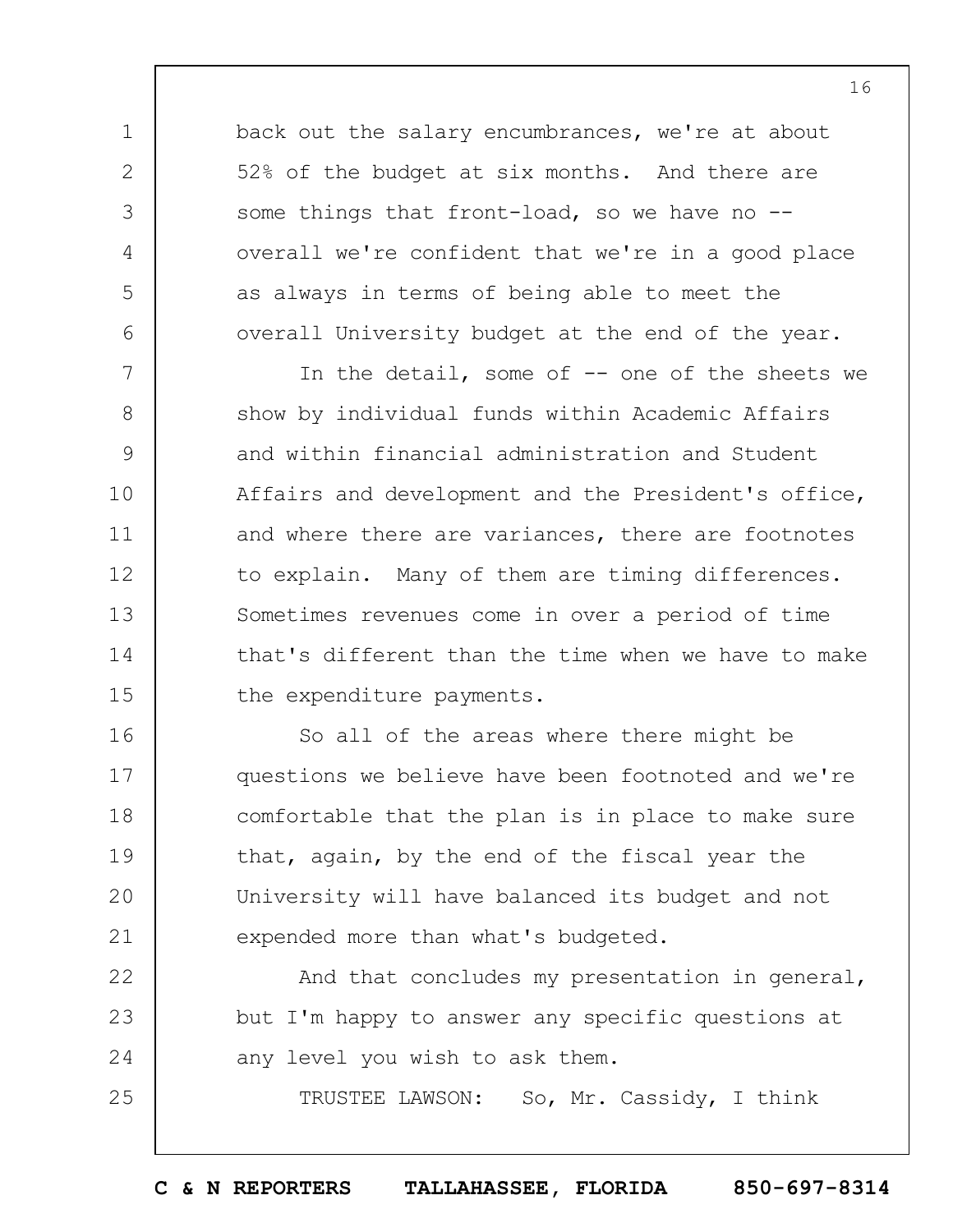back out the salary encumbrances, we're at about 52% of the budget at six months. And there are some things that front-load, so we have no -- overall we're confident that we're in a good place as always in terms of being able to meet the overall University budget at the end of the year.

In the detail, some of -- one of the sheets we show by individual funds within Academic Affairs and within financial administration and Student Affairs and development and the President's office, and where there are variances, there are footnotes to explain. Many of them are timing differences. Sometimes revenues come in over a period of time that's different than the time when we have to make the expenditure payments.

So all of the areas where there might be questions we believe have been footnoted and we're comfortable that the plan is in place to make sure that, again, by the end of the fiscal year the University will have balanced its budget and not expended more than what's budgeted.

And that concludes my presentation in general, but I'm happy to answer any specific questions at any level you wish to ask them.

TRUSTEE LAWSON: So, Mr. Cassidy, I think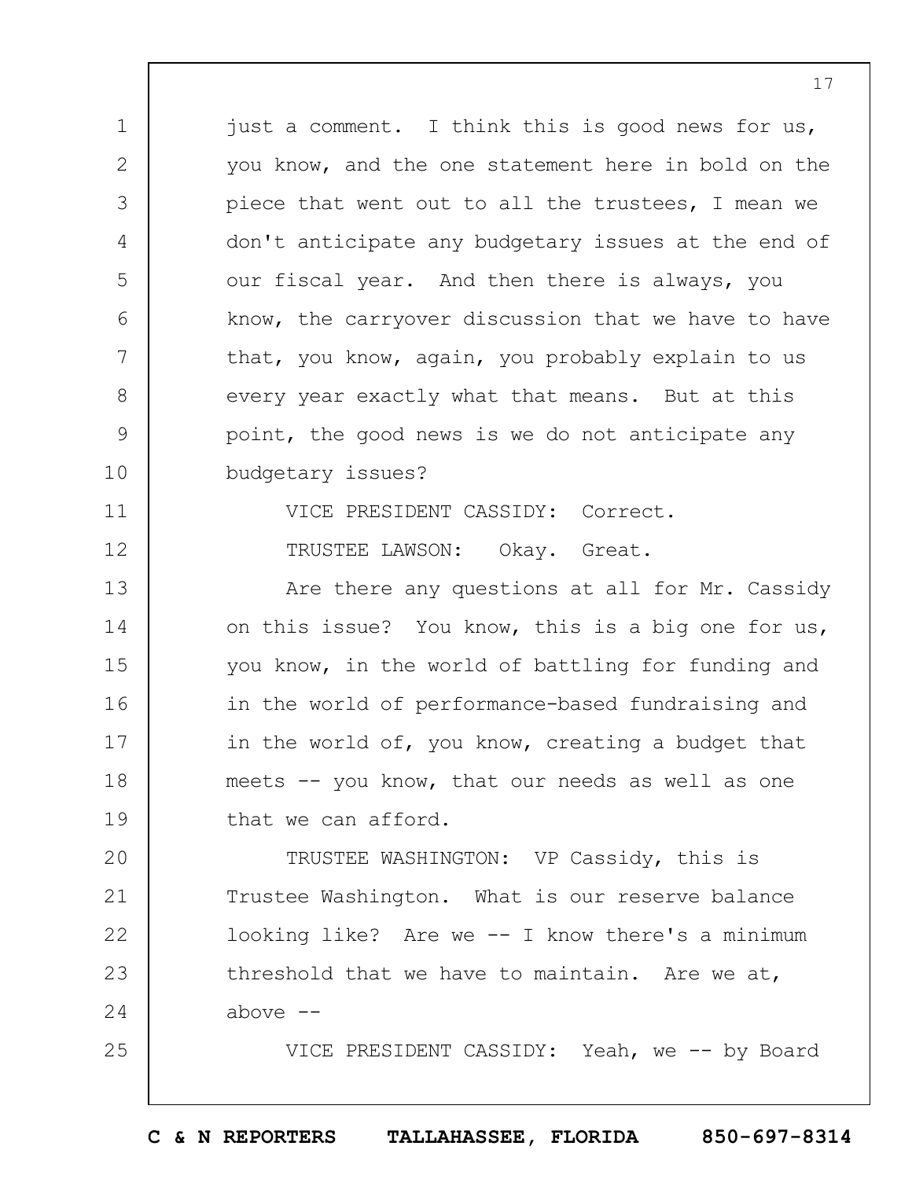just a comment. I think this is good news for us, you know, and the one statement here in bold on the piece that went out to all the trustees, I mean we don't anticipate any budgetary issues at the end of our fiscal year. And then there is always, you know, the carryover discussion that we have to have that, you know, again, you probably explain to us every year exactly what that means. But at this point, the good news is we do not anticipate any budgetary issues?

VICE PRESIDENT CASSIDY: Correct.

TRUSTEE LAWSON: Okay. Great.

Are there any questions at all for Mr. Cassidy on this issue? You know, this is a big one for us, you know, in the world of battling for funding and in the world of performance-based fundraising and in the world of, you know, creating a budget that meets -- you know, that our needs as well as one that we can afford.

TRUSTEE WASHINGTON: VP Cassidy, this is Trustee Washington. What is our reserve balance looking like? Are we -- I know there's a minimum threshold that we have to maintain. Are we at, above --

VICE PRESIDENT CASSIDY: Yeah, we -- by Board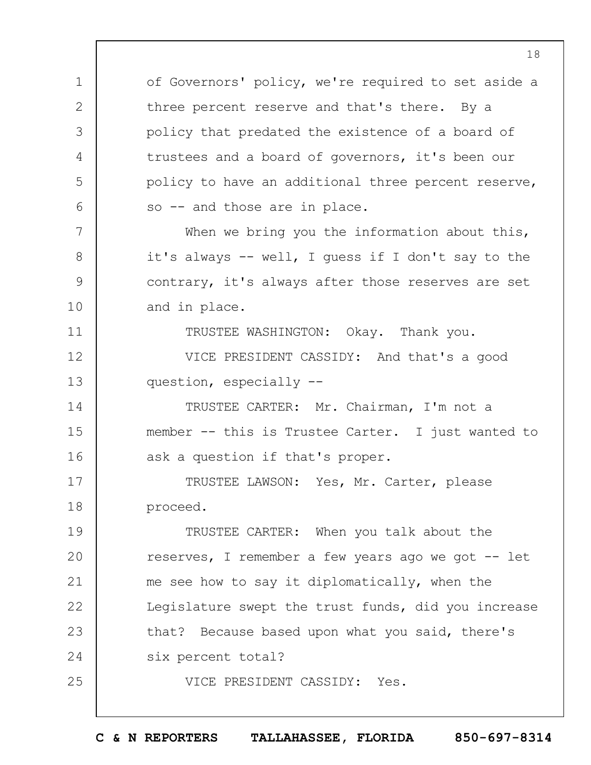of Governors' policy, we're required to set aside a three percent reserve and that's there. By a policy that predated the existence of a board of trustees and a board of governors, it's been our policy to have an additional three percent reserve, so -- and those are in place.

When we bring you the information about this, it's always -- well, I guess if I don't say to the contrary, it's always after those reserves are set and in place.

TRUSTEE WASHINGTON: Okay. Thank you.

VICE PRESIDENT CASSIDY: And that's a good question, especially --

TRUSTEE CARTER: Mr. Chairman, I'm not a member -- this is Trustee Carter. I just wanted to ask a question if that's proper.

TRUSTEE LAWSON: Yes, Mr. Carter, please proceed.

TRUSTEE CARTER: When you talk about the reserves, I remember a few years ago we got -- let me see how to say it diplomatically, when the Legislature swept the trust funds, did you increase that? Because based upon what you said, there's six percent total?

VICE PRESIDENT CASSIDY: Yes.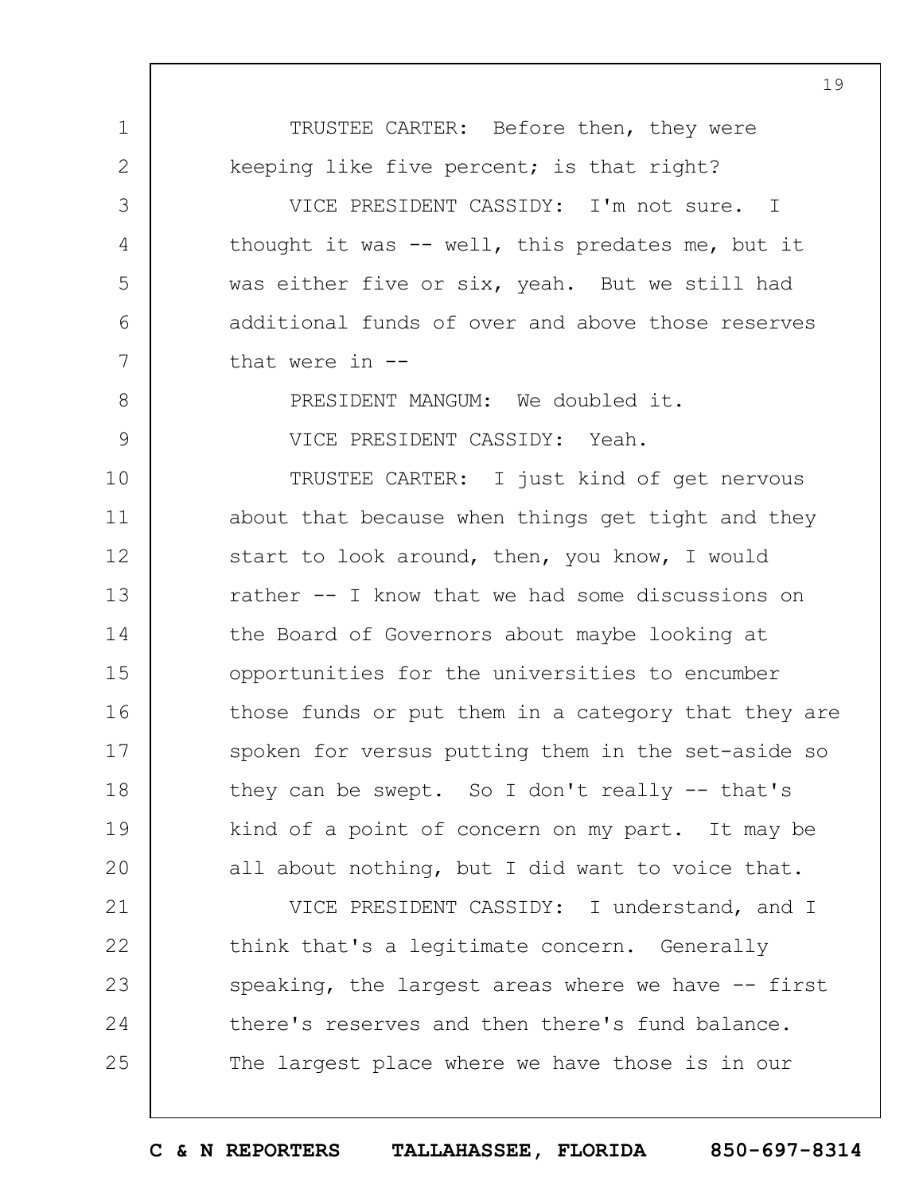TRUSTEE CARTER: Before then, they were keeping like five percent; is that right?

VICE PRESIDENT CASSIDY: I'm not sure. I thought it was -- well, this predates me, but it was either five or six, yeah. But we still had additional funds of over and above those reserves that were in --

PRESIDENT MANGUM: We doubled it.

VICE PRESIDENT CASSIDY: Yeah.

TRUSTEE CARTER: I just kind of get nervous about that because when things get tight and they start to look around, then, you know, I would rather -- I know that we had some discussions on the Board of Governors about maybe looking at opportunities for the universities to encumber those funds or put them in a category that they are spoken for versus putting them in the set-aside so they can be swept. So I don't really -- that's kind of a point of concern on my part. It may be all about nothing, but I did want to voice that.

VICE PRESIDENT CASSIDY: I understand, and I think that's a legitimate concern. Generally speaking, the largest areas where we have -- first there's reserves and then there's fund balance. The largest place where we have those is in our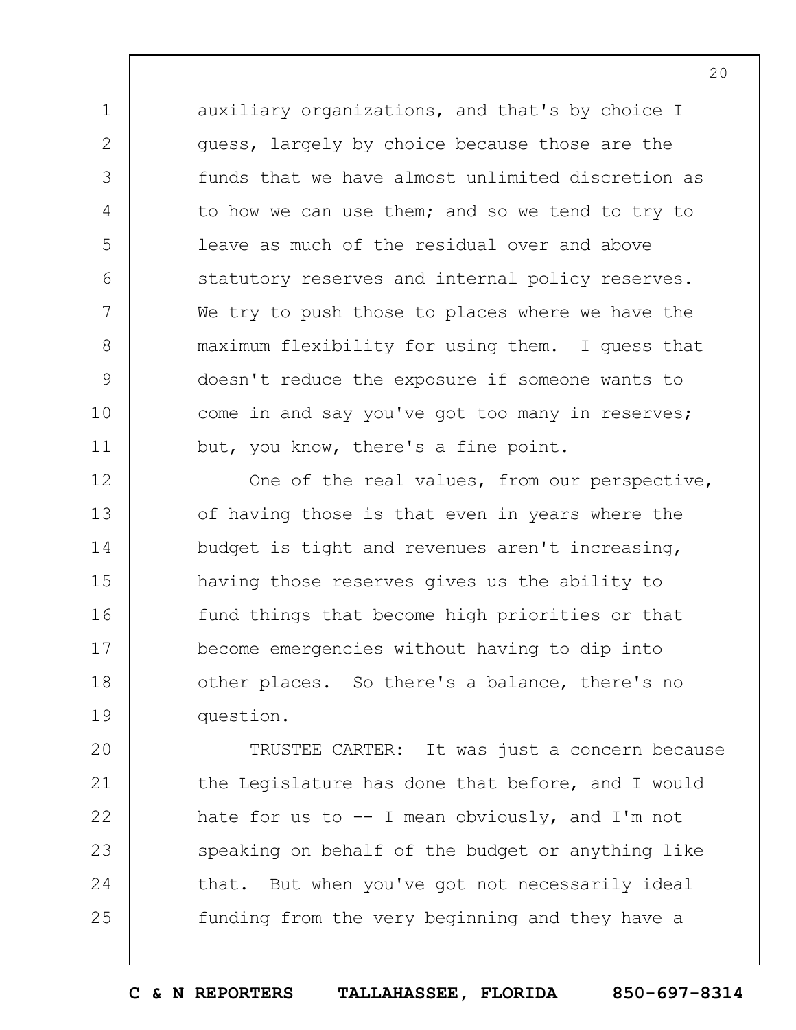auxiliary organizations, and that's by choice I guess, largely by choice because those are the funds that we have almost unlimited discretion as to how we can use them; and so we tend to try to leave as much of the residual over and above statutory reserves and internal policy reserves. We try to push those to places where we have the maximum flexibility for using them. I guess that doesn't reduce the exposure if someone wants to come in and say you've got too many in reserves; but, you know, there's a fine point.

One of the real values, from our perspective, of having those is that even in years where the budget is tight and revenues aren't increasing, having those reserves gives us the ability to fund things that become high priorities or that become emergencies without having to dip into other places. So there's a balance, there's no question.

TRUSTEE CARTER: It was just a concern because the Legislature has done that before, and I would hate for us to -- I mean obviously, and I'm not speaking on behalf of the budget or anything like that. But when you've got not necessarily ideal funding from the very beginning and they have a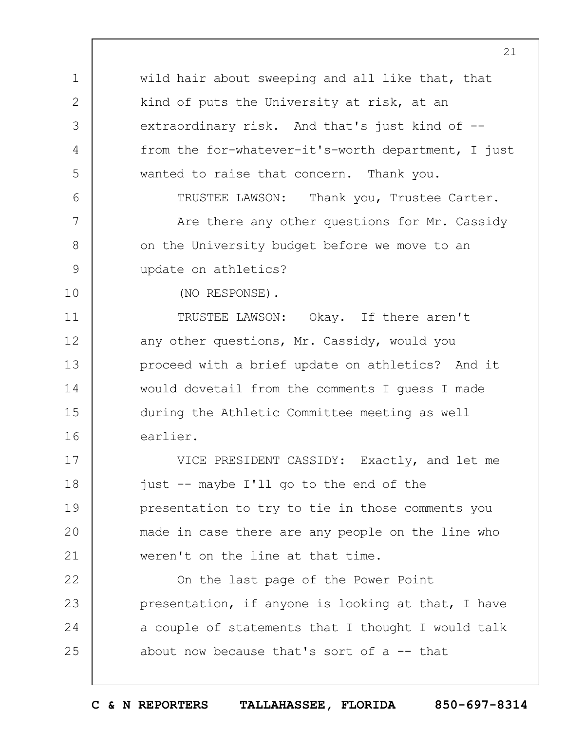wild hair about sweeping and all like that, that kind of puts the University at risk, at an extraordinary risk. And that's just kind of -- from the for-whatever-it's-worth department, I just wanted to raise that concern. Thank you.

TRUSTEE LAWSON: Thank you, Trustee Carter.

Are there any other questions for Mr. Cassidy on the University budget before we move to an update on athletics?

(NO RESPONSE).

TRUSTEE LAWSON: Okay. If there aren't any other questions, Mr. Cassidy, would you proceed with a brief update on athletics? And it would dovetail from the comments I guess I made during the Athletic Committee meeting as well earlier.

VICE PRESIDENT CASSIDY: Exactly, and let me just -- maybe I'll go to the end of the presentation to try to tie in those comments you made in case there are any people on the line who weren't on the line at that time.

On the last page of the Power Point presentation, if anyone is looking at that, I have a couple of statements that I thought I would talk about now because that's sort of a -- that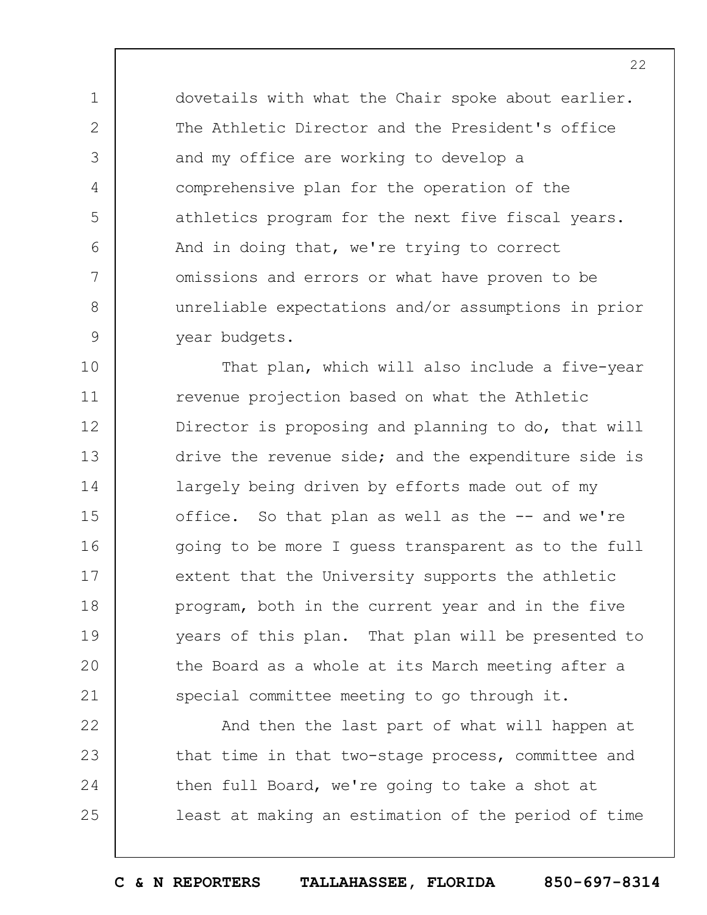dovetails with what the Chair spoke about earlier. The Athletic Director and the President's office and my office are working to develop a comprehensive plan for the operation of the athletics program for the next five fiscal years. And in doing that, we're trying to correct omissions and errors or what have proven to be unreliable expectations and/or assumptions in prior year budgets.

That plan, which will also include a five-year revenue projection based on what the Athletic Director is proposing and planning to do, that will drive the revenue side; and the expenditure side is largely being driven by efforts made out of my office. So that plan as well as the -- and we're going to be more I guess transparent as to the full extent that the University supports the athletic program, both in the current year and in the five years of this plan. That plan will be presented to the Board as a whole at its March meeting after a special committee meeting to go through it.

And then the last part of what will happen at that time in that two-stage process, committee and then full Board, we're going to take a shot at least at making an estimation of the period of time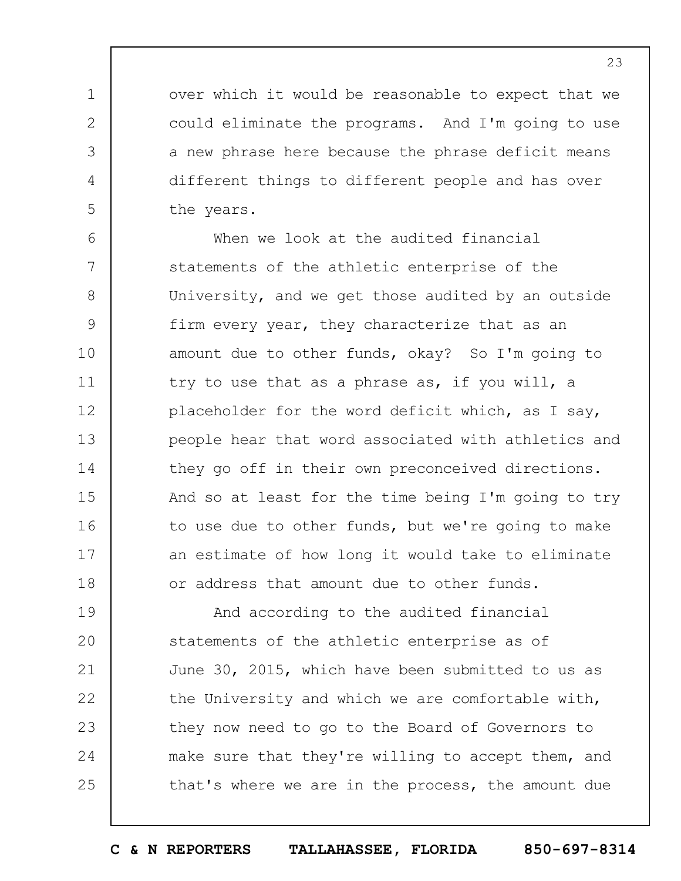over which it would be reasonable to expect that we could eliminate the programs. And I'm going to use a new phrase here because the phrase deficit means different things to different people and has over the years.

When we look at the audited financial statements of the athletic enterprise of the University, and we get those audited by an outside firm every year, they characterize that as an amount due to other funds, okay? So I'm going to try to use that as a phrase as, if you will, a placeholder for the word deficit which, as I say, people hear that word associated with athletics and they go off in their own preconceived directions. And so at least for the time being I'm going to try to use due to other funds, but we're going to make an estimate of how long it would take to eliminate or address that amount due to other funds.

And according to the audited financial statements of the athletic enterprise as of June 30, 2015, which have been submitted to us as the University and which we are comfortable with, they now need to go to the Board of Governors to make sure that they're willing to accept them, and that's where we are in the process, the amount due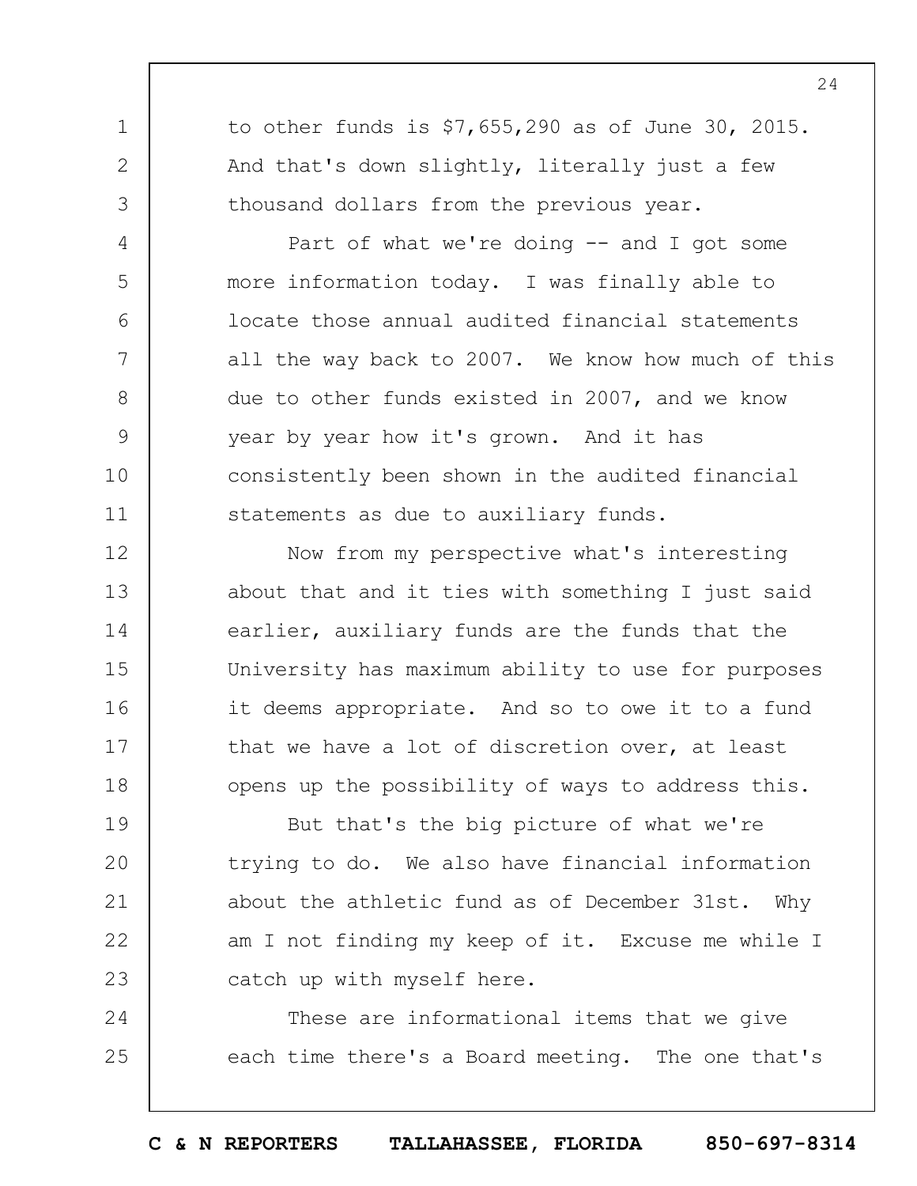to other funds is $7,655,290 as of June 30, 2015. And that's down slightly, literally just a few thousand dollars from the previous year.

Part of what we're doing -- and I got some more information today. I was finally able to locate those annual audited financial statements all the way back to 2007. We know how much of this due to other funds existed in 2007, and we know year by year how it's grown. And it has consistently been shown in the audited financial statements as due to auxiliary funds.

Now from my perspective what's interesting about that and it ties with something I just said earlier, auxiliary funds are the funds that the University has maximum ability to use for purposes it deems appropriate. And so to owe it to a fund that we have a lot of discretion over, at least opens up the possibility of ways to address this.

But that's the big picture of what we're trying to do. We also have financial information about the athletic fund as of December 31st. Why am I not finding my keep of it. Excuse me while I catch up with myself here.

These are informational items that we give each time there's a Board meeting. The one that's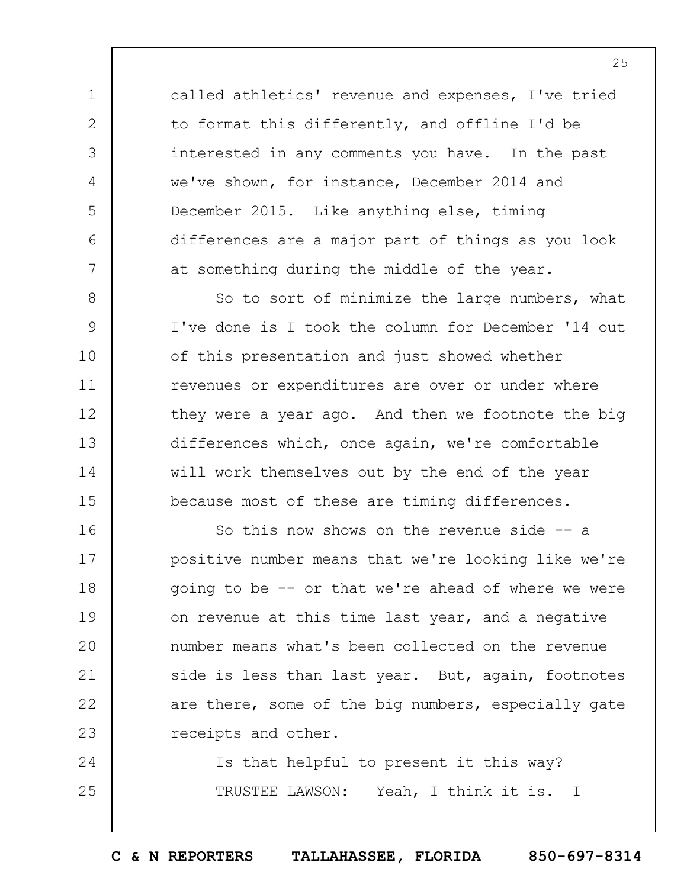called athletics' revenue and expenses, I've tried to format this differently, and offline I'd be interested in any comments you have. In the past we've shown, for instance, December 2014 and December 2015. Like anything else, timing differences are a major part of things as you look at something during the middle of the year.

So to sort of minimize the large numbers, what I've done is I took the column for December '14 out of this presentation and just showed whether revenues or expenditures are over or under where they were a year ago. And then we footnote the big differences which, once again, we're comfortable will work themselves out by the end of the year because most of these are timing differences.

So this now shows on the revenue side -- a positive number means that we're looking like we're going to be -- or that we're ahead of where we were on revenue at this time last year, and a negative number means what's been collected on the revenue side is less than last year. But, again, footnotes are there, some of the big numbers, especially gate receipts and other.

Is that helpful to present it this way?

TRUSTEE LAWSON: Yeah, I think it is. I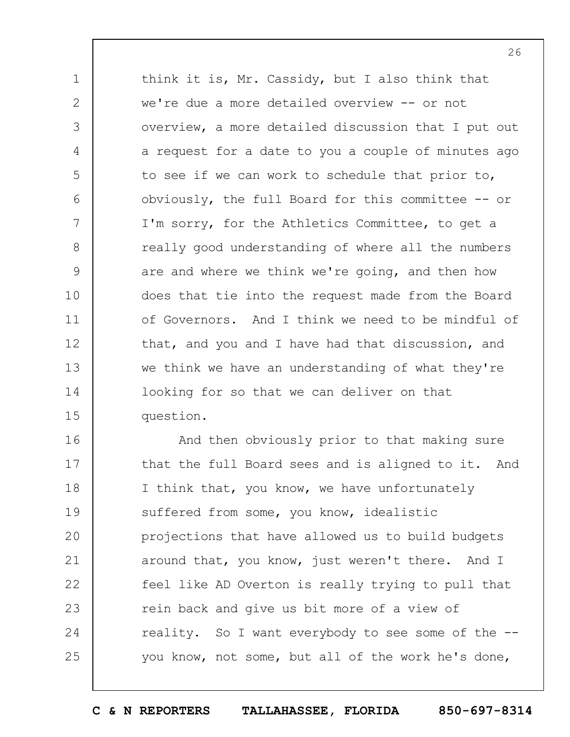think it is, Mr. Cassidy, but I also think that we're due a more detailed overview -- or not overview, a more detailed discussion that I put out a request for a date to you a couple of minutes ago to see if we can work to schedule that prior to, obviously, the full Board for this committee -- or I'm sorry, for the Athletics Committee, to get a really good understanding of where all the numbers are and where we think we're going, and then how does that tie into the request made from the Board of Governors. And I think we need to be mindful of that, and you and I have had that discussion, and we think we have an understanding of what they're looking for so that we can deliver on that question.

And then obviously prior to that making sure that the full Board sees and is aligned to it. And I think that, you know, we have unfortunately suffered from some, you know, idealistic projections that have allowed us to build budgets around that, you know, just weren't there. And I feel like AD Overton is really trying to pull that rein back and give us bit more of a view of reality. So I want everybody to see some of the -- you know, not some, but all of the work he's done,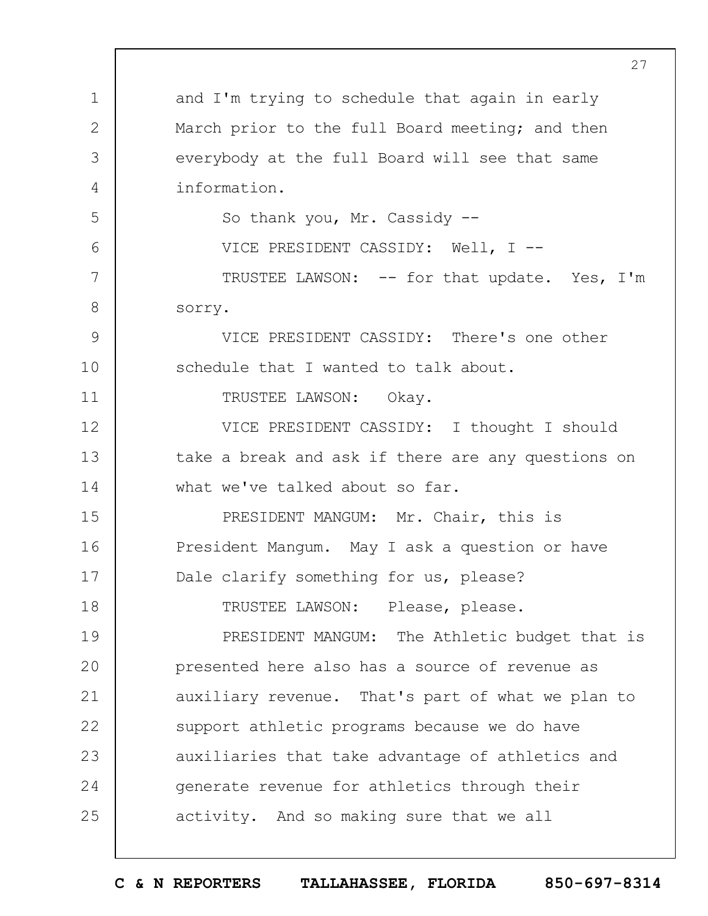and I'm trying to schedule that again in early March prior to the full Board meeting; and then everybody at the full Board will see that same information.

So thank you, Mr. Cassidy --

VICE PRESIDENT CASSIDY: Well, I --

TRUSTEE LAWSON: -- for that update. Yes, I'm sorry.

VICE PRESIDENT CASSIDY: There's one other schedule that I wanted to talk about.

TRUSTEE LAWSON: Okay.

VICE PRESIDENT CASSIDY: I thought I should take a break and ask if there are any questions on what we've talked about so far.

PRESIDENT MANGUM: Mr. Chair, this is President Mangum. May I ask a question or have Dale clarify something for us, please?

TRUSTEE LAWSON: Please, please.

PRESIDENT MANGUM: The Athletic budget that is presented here also has a source of revenue as auxiliary revenue. That's part of what we plan to support athletic programs because we do have auxiliaries that take advantage of athletics and generate revenue for athletics through their activity. And so making sure that we all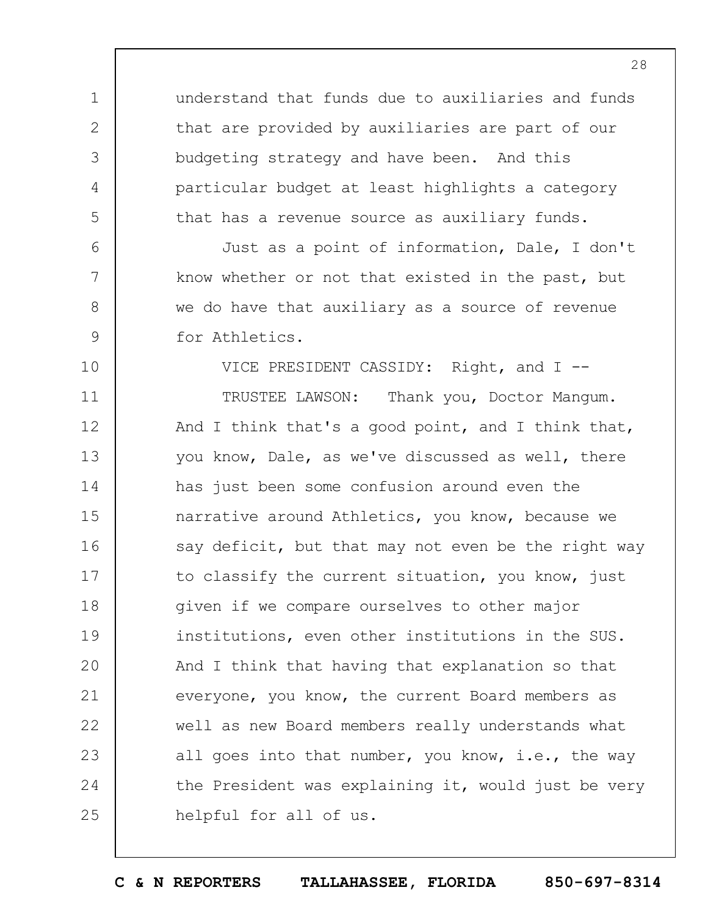understand that funds due to auxiliaries and funds that are provided by auxiliaries are part of our budgeting strategy and have been. And this particular budget at least highlights a category that has a revenue source as auxiliary funds.

Just as a point of information, Dale, I don't know whether or not that existed in the past, but we do have that auxiliary as a source of revenue for Athletics.

VICE PRESIDENT CASSIDY: Right, and I --

TRUSTEE LAWSON: Thank you, Doctor Mangum. And I think that's a good point, and I think that, you know, Dale, as we've discussed as well, there has just been some confusion around even the narrative around Athletics, you know, because we say deficit, but that may not even be the right way to classify the current situation, you know, just given if we compare ourselves to other major institutions, even other institutions in the SUS. And I think that having that explanation so that everyone, you know, the current Board members as well as new Board members really understands what all goes into that number, you know, i.e., the way the President was explaining it, would just be very helpful for all of us.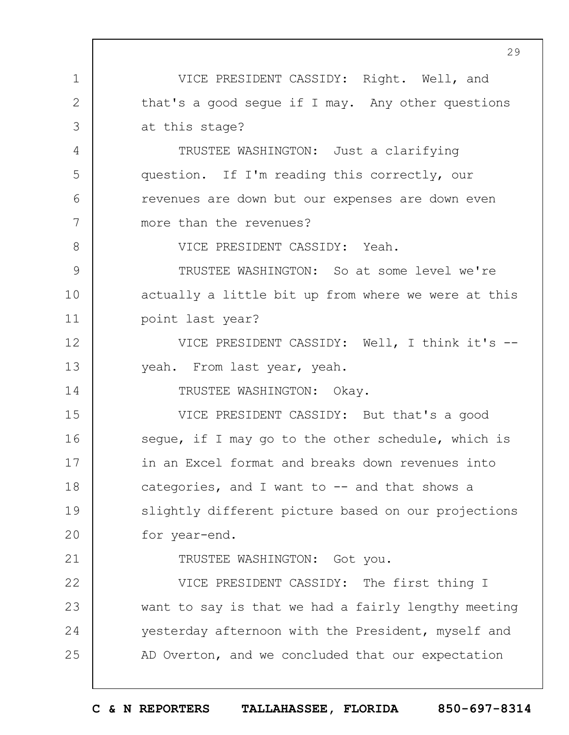VICE PRESIDENT CASSIDY: Right. Well, and that's a good segue if I may. Any other questions at this stage?

TRUSTEE WASHINGTON: Just a clarifying question. If I'm reading this correctly, our revenues are down but our expenses are down even more than the revenues?

VICE PRESIDENT CASSIDY: Yeah.

TRUSTEE WASHINGTON: So at some level we're actually a little bit up from where we were at this point last year?

VICE PRESIDENT CASSIDY: Well, I think it's -- yeah. From last year, yeah.

TRUSTEE WASHINGTON: Okay.

VICE PRESIDENT CASSIDY: But that's a good segue, if I may go to the other schedule, which is in an Excel format and breaks down revenues into categories, and I want to -- and that shows a slightly different picture based on our projections for year-end.

TRUSTEE WASHINGTON: Got you.

VICE PRESIDENT CASSIDY: The first thing I want to say is that we had a fairly lengthy meeting yesterday afternoon with the President, myself and AD Overton, and we concluded that our expectation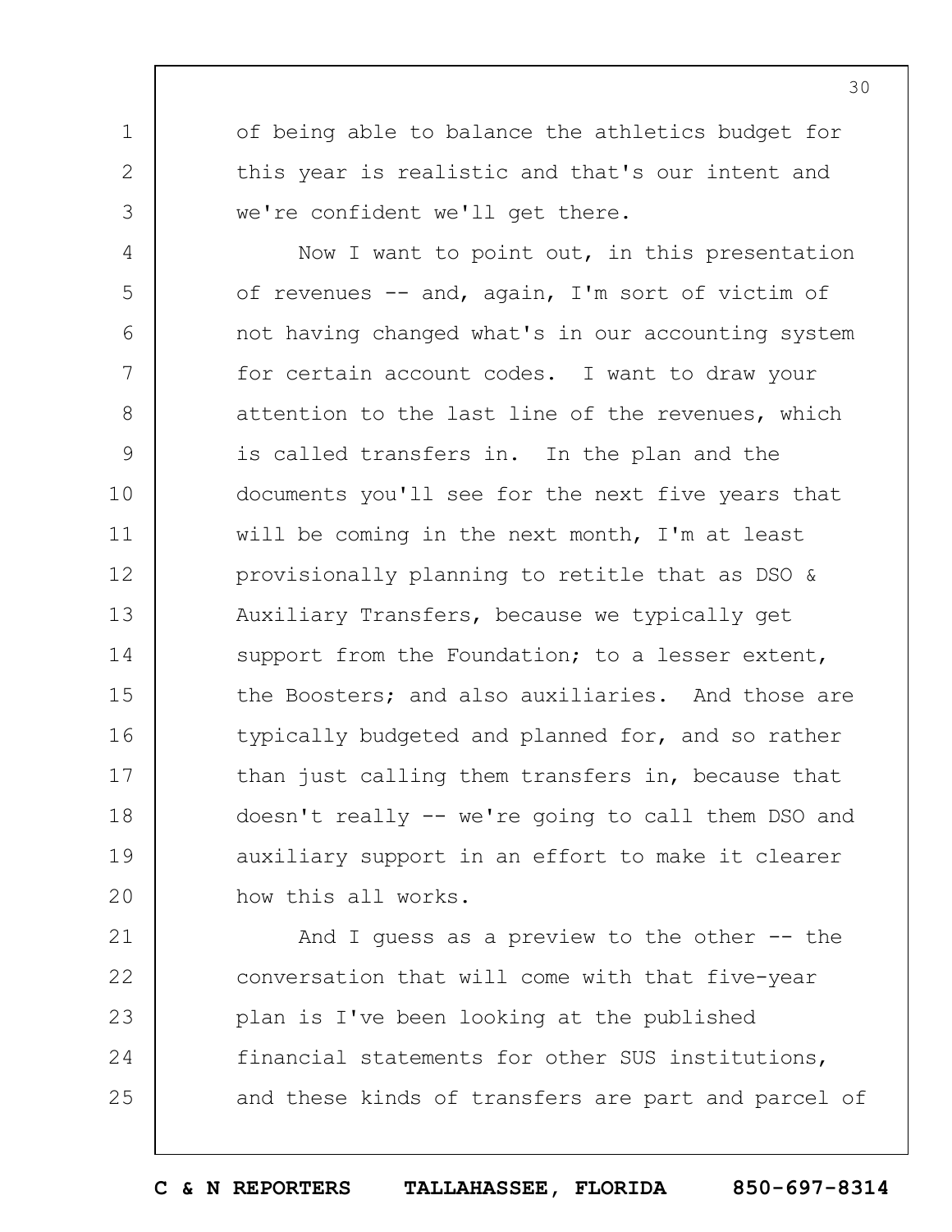of being able to balance the athletics budget for this year is realistic and that's our intent and we're confident we'll get there.

Now I want to point out, in this presentation of revenues -- and, again, I'm sort of victim of not having changed what's in our accounting system for certain account codes. I want to draw your attention to the last line of the revenues, which is called transfers in. In the plan and the documents you'll see for the next five years that will be coming in the next month, I'm at least provisionally planning to retitle that as DSO & Auxiliary Transfers, because we typically get support from the Foundation; to a lesser extent, the Boosters; and also auxiliaries. And those are typically budgeted and planned for, and so rather than just calling them transfers in, because that doesn't really -- we're going to call them DSO and auxiliary support in an effort to make it clearer how this all works.

And I guess as a preview to the other -- the conversation that will come with that five-year plan is I've been looking at the published financial statements for other SUS institutions, and these kinds of transfers are part and parcel of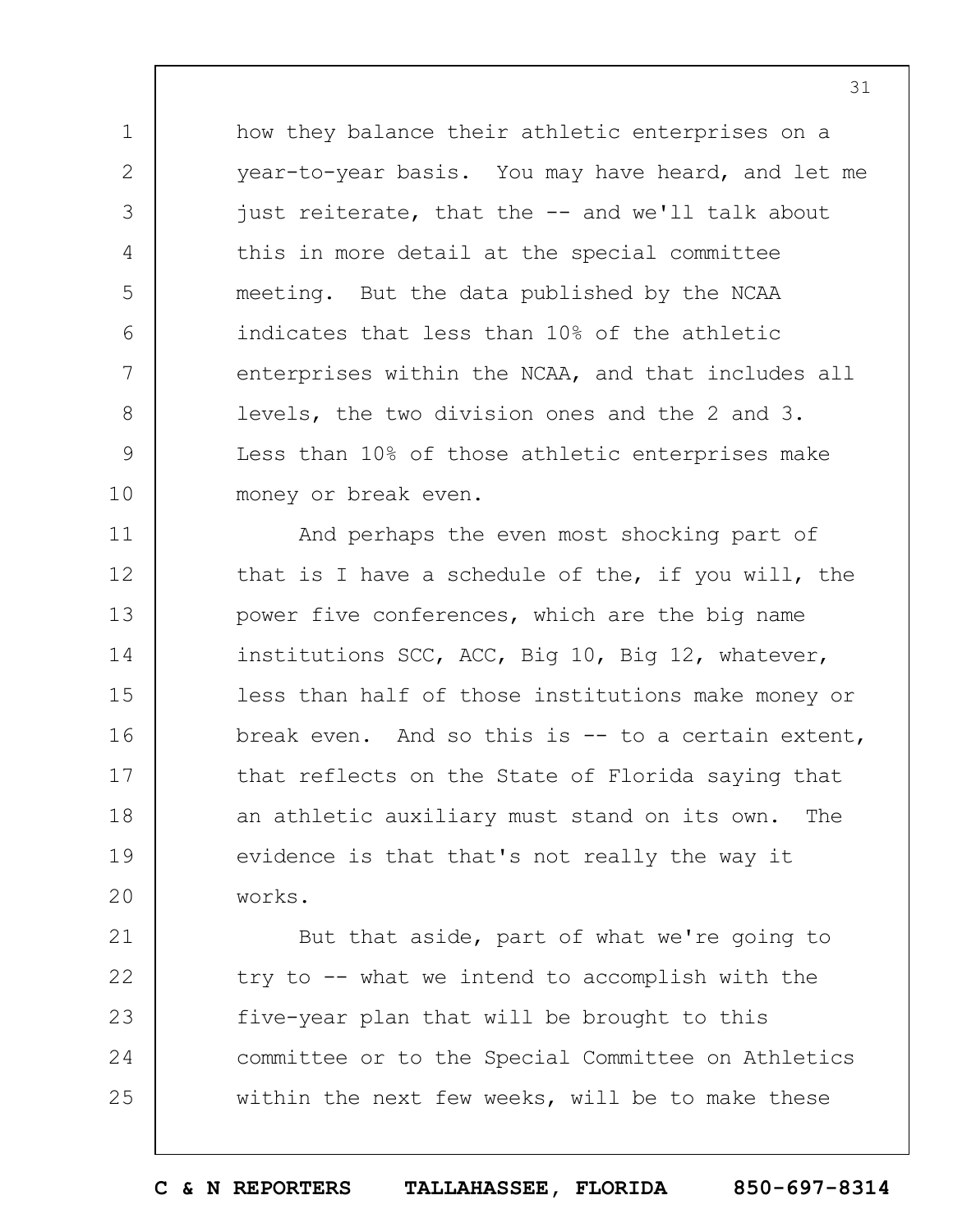how they balance their athletic enterprises on a year-to-year basis. You may have heard, and let me just reiterate, that the -- and we'll talk about this in more detail at the special committee meeting. But the data published by the NCAA indicates that less than 10% of the athletic enterprises within the NCAA, and that includes all levels, the two division ones and the 2 and 3. Less than 10% of those athletic enterprises make money or break even.

And perhaps the even most shocking part of that is I have a schedule of the, if you will, the power five conferences, which are the big name institutions SCC, ACC, Big 10, Big 12, whatever, less than half of those institutions make money or break even. And so this is -- to a certain extent, that reflects on the State of Florida saying that an athletic auxiliary must stand on its own. The evidence is that that's not really the way it works.

But that aside, part of what we're going to try to -- what we intend to accomplish with the five-year plan that will be brought to this committee or to the Special Committee on Athletics within the next few weeks, will be to make these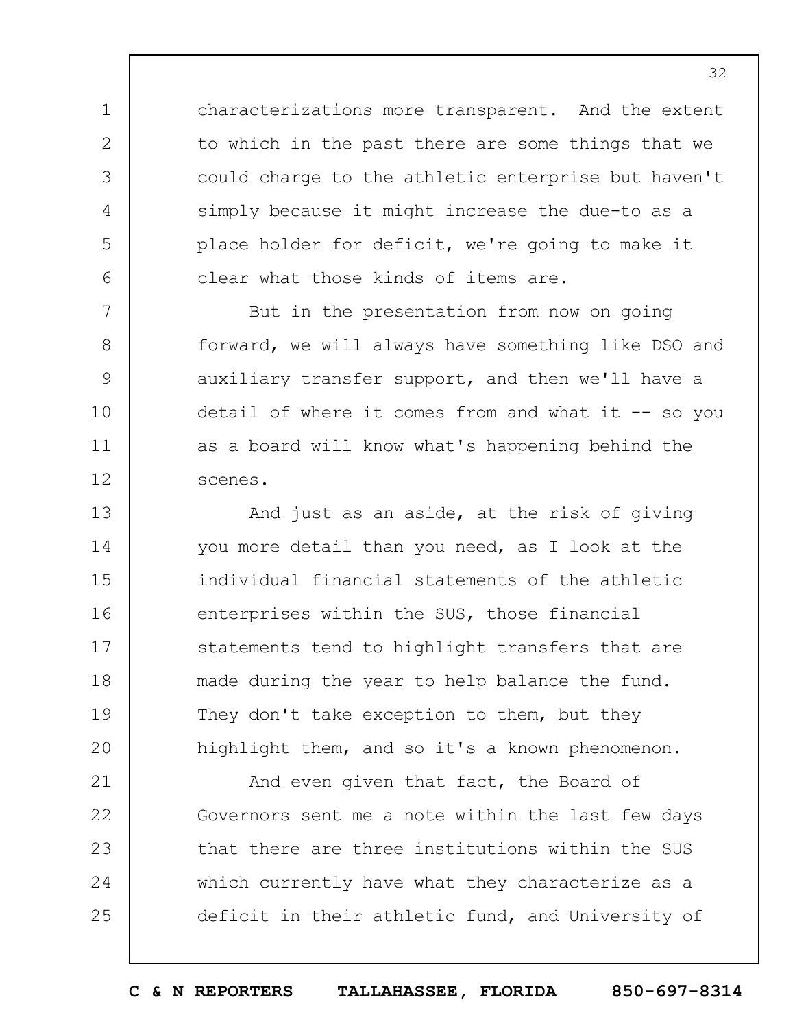characterizations more transparent. And the extent to which in the past there are some things that we could charge to the athletic enterprise but haven't simply because it might increase the due-to as a place holder for deficit, we're going to make it clear what those kinds of items are.

But in the presentation from now on going forward, we will always have something like DSO and auxiliary transfer support, and then we'll have a detail of where it comes from and what it -- so you as a board will know what's happening behind the scenes.

And just as an aside, at the risk of giving you more detail than you need, as I look at the individual financial statements of the athletic enterprises within the SUS, those financial statements tend to highlight transfers that are made during the year to help balance the fund. They don't take exception to them, but they highlight them, and so it's a known phenomenon.

And even given that fact, the Board of Governors sent me a note within the last few days that there are three institutions within the SUS which currently have what they characterize as a deficit in their athletic fund, and University of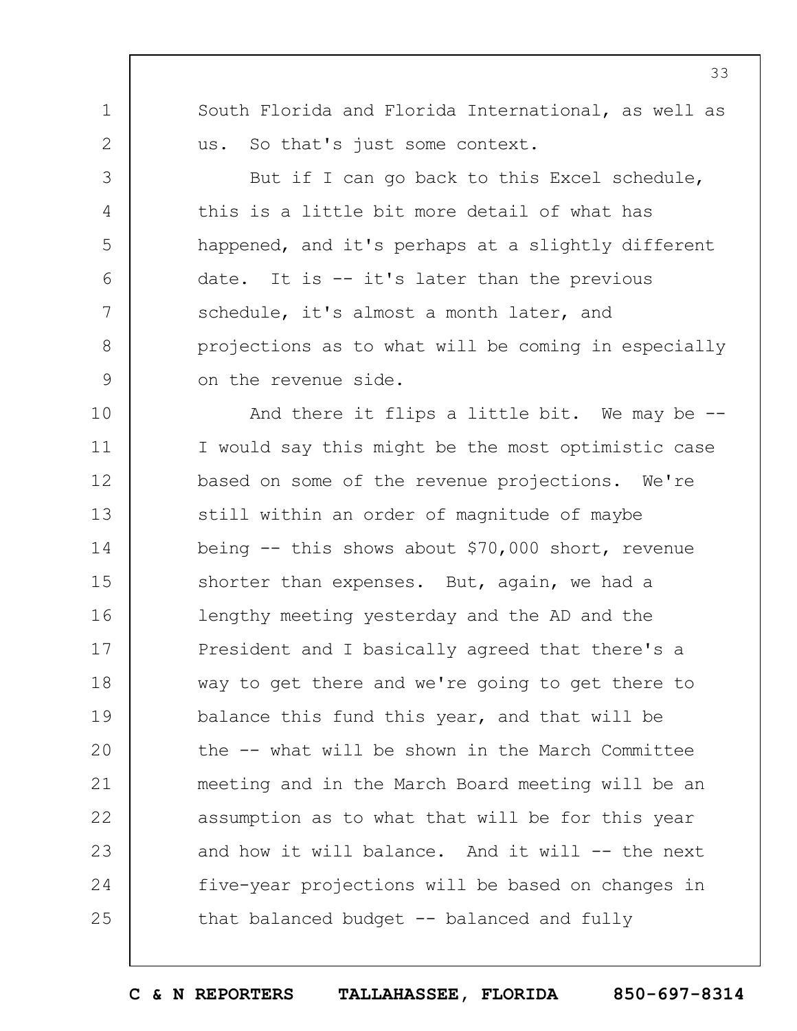South Florida and Florida International, as well as us. So that's just some context.

But if I can go back to this Excel schedule, this is a little bit more detail of what has happened, and it's perhaps at a slightly different date. It is -- it's later than the previous schedule, it's almost a month later, and projections as to what will be coming in especially on the revenue side.

And there it flips a little bit. We may be -- I would say this might be the most optimistic case based on some of the revenue projections. We're still within an order of magnitude of maybe being -- this shows about $70,000 short, revenue shorter than expenses. But, again, we had a lengthy meeting yesterday and the AD and the President and I basically agreed that there's a way to get there and we're going to get there to balance this fund this year, and that will be the -- what will be shown in the March Committee meeting and in the March Board meeting will be an assumption as to what that will be for this year and how it will balance. And it will -- the next five-year projections will be based on changes in that balanced budget -- balanced and fully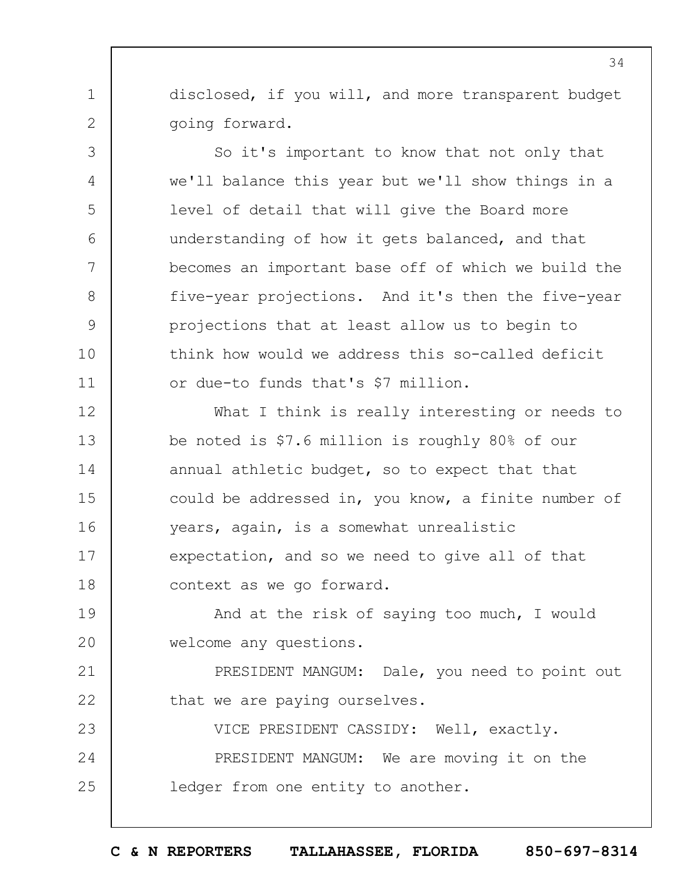disclosed, if you will, and more transparent budget going forward.

So it's important to know that not only that we'll balance this year but we'll show things in a level of detail that will give the Board more understanding of how it gets balanced, and that becomes an important base off of which we build the five-year projections. And it's then the five-year projections that at least allow us to begin to think how would we address this so-called deficit or due-to funds that's $7 million.

What I think is really interesting or needs to be noted is $7.6 million is roughly 80% of our annual athletic budget, so to expect that that could be addressed in, you know, a finite number of years, again, is a somewhat unrealistic expectation, and so we need to give all of that context as we go forward.

And at the risk of saying too much, I would welcome any questions.

PRESIDENT MANGUM: Dale, you need to point out that we are paying ourselves.

VICE PRESIDENT CASSIDY: Well, exactly.

PRESIDENT MANGUM: We are moving it on the ledger from one entity to another.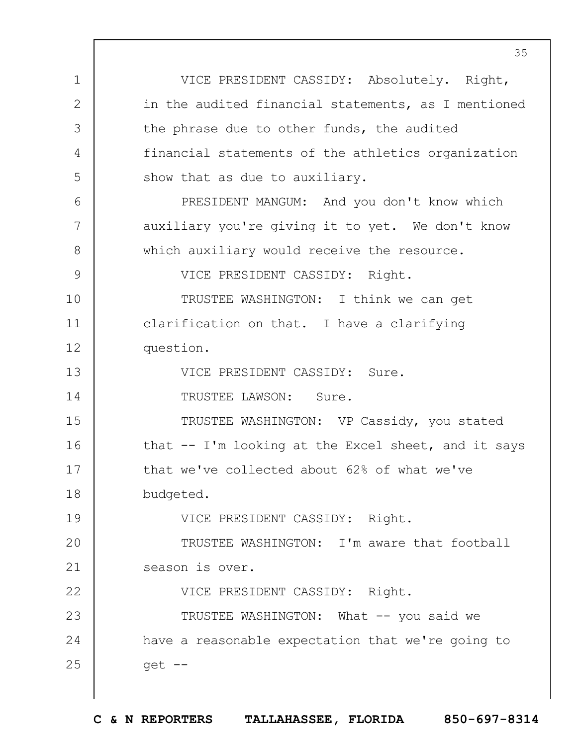VICE PRESIDENT CASSIDY: Absolutely. Right, in the audited financial statements, as I mentioned the phrase due to other funds, the audited financial statements of the athletics organization show that as due to auxiliary.

PRESIDENT MANGUM: And you don't know which auxiliary you're giving it to yet. We don't know which auxiliary would receive the resource.

VICE PRESIDENT CASSIDY: Right.

TRUSTEE WASHINGTON: I think we can get clarification on that. I have a clarifying question.

VICE PRESIDENT CASSIDY: Sure.

TRUSTEE LAWSON: Sure.

TRUSTEE WASHINGTON: VP Cassidy, you stated that -- I'm looking at the Excel sheet, and it says that we've collected about 62% of what we've budgeted.

VICE PRESIDENT CASSIDY: Right.

TRUSTEE WASHINGTON: I'm aware that football season is over.

VICE PRESIDENT CASSIDY: Right.

TRUSTEE WASHINGTON: What -- you said we have a reasonable expectation that we're going to get --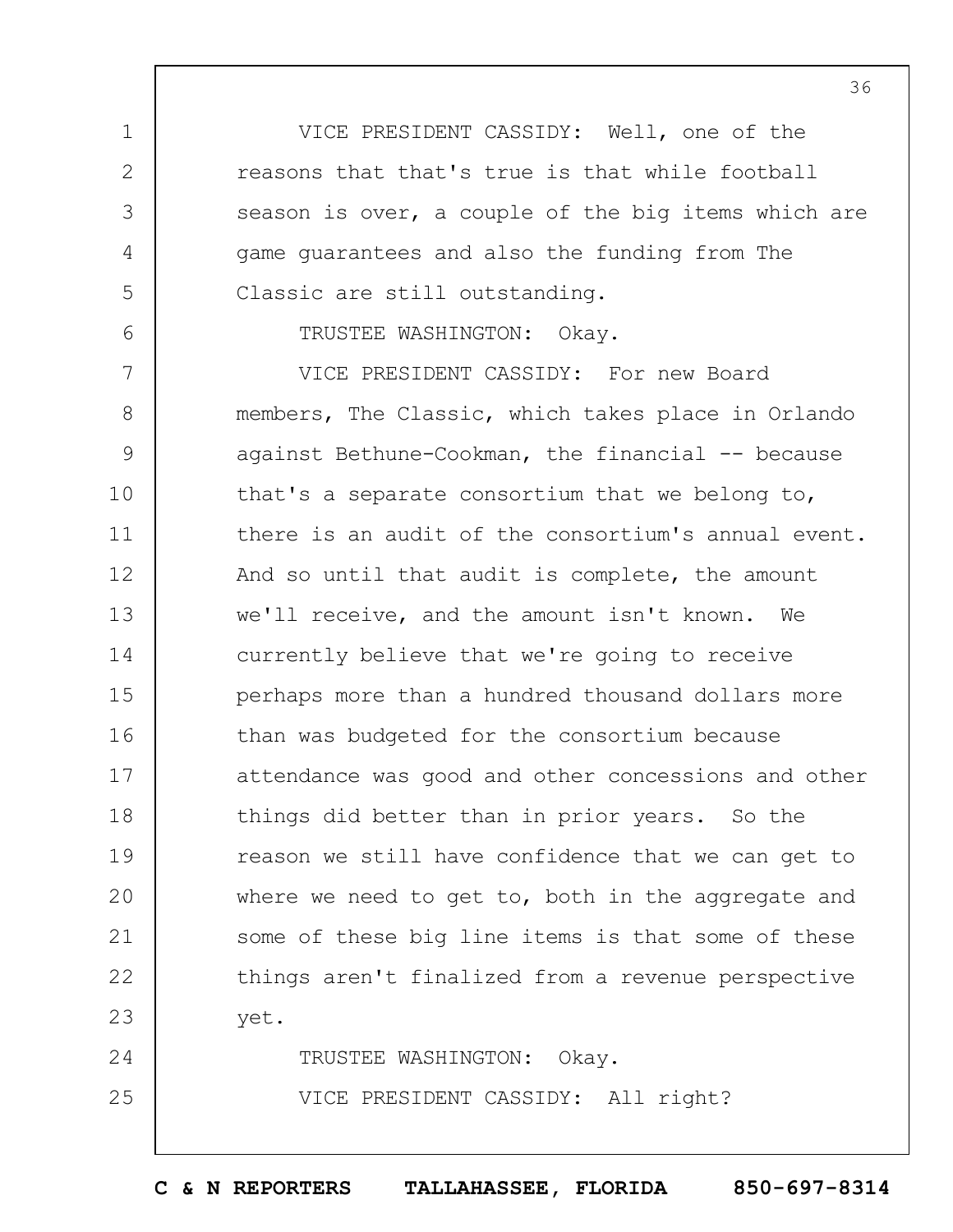VICE PRESIDENT CASSIDY: Well, one of the reasons that that's true is that while football season is over, a couple of the big items which are game guarantees and also the funding from The Classic are still outstanding.

TRUSTEE WASHINGTON: Okay.

VICE PRESIDENT CASSIDY: For new Board members, The Classic, which takes place in Orlando against Bethune-Cookman, the financial -- because that's a separate consortium that we belong to, there is an audit of the consortium's annual event. And so until that audit is complete, the amount we'll receive, and the amount isn't known. We currently believe that we're going to receive perhaps more than a hundred thousand dollars more than was budgeted for the consortium because attendance was good and other concessions and other things did better than in prior years. So the reason we still have confidence that we can get to where we need to get to, both in the aggregate and some of these big line items is that some of these things aren't finalized from a revenue perspective yet.

TRUSTEE WASHINGTON: Okay.

VICE PRESIDENT CASSIDY: All right?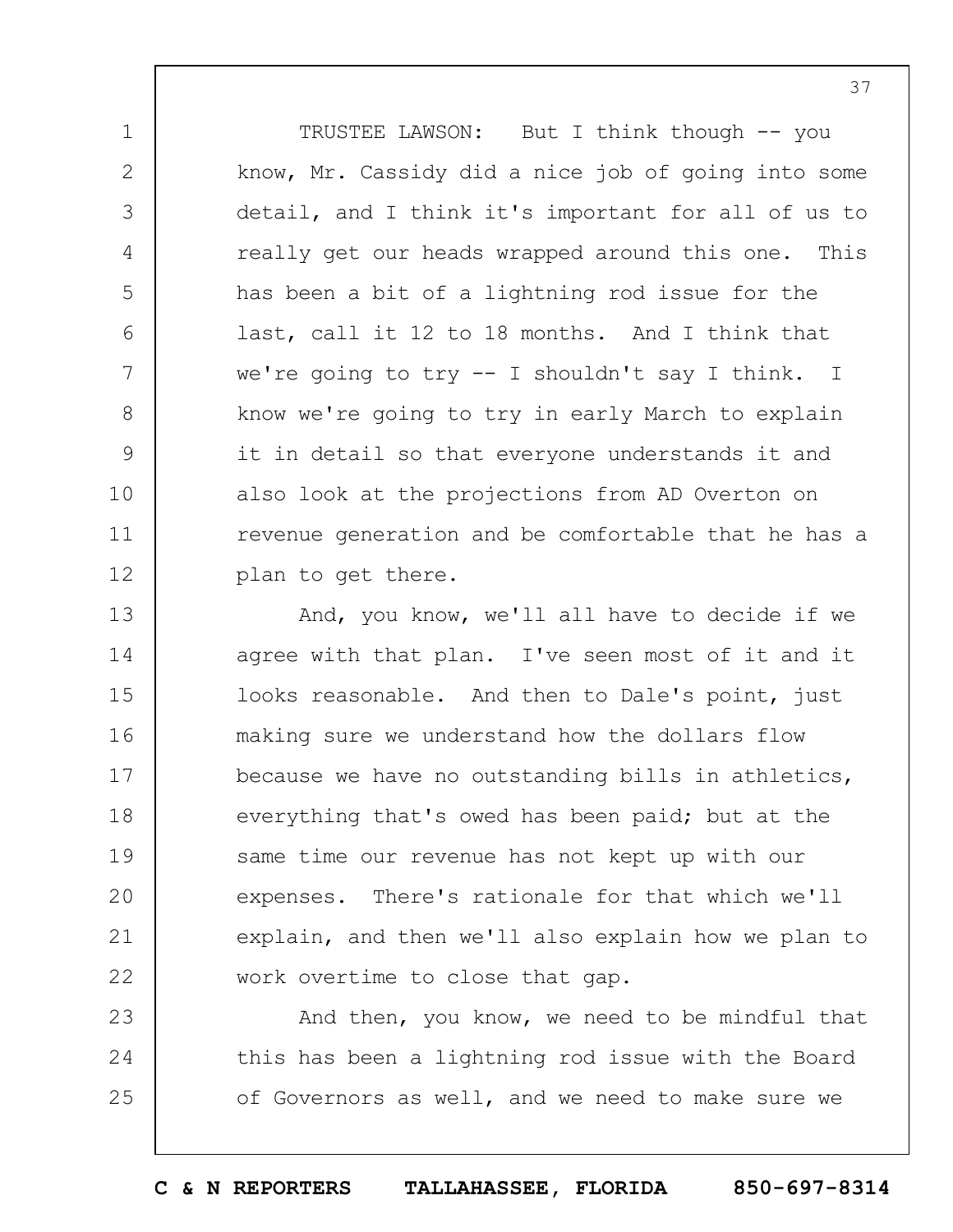TRUSTEE LAWSON: But I think though -- you know, Mr. Cassidy did a nice job of going into some detail, and I think it's important for all of us to really get our heads wrapped around this one. This has been a bit of a lightning rod issue for the last, call it 12 to 18 months. And I think that we're going to try -- I shouldn't say I think. I know we're going to try in early March to explain it in detail so that everyone understands it and also look at the projections from AD Overton on revenue generation and be comfortable that he has a plan to get there.

And, you know, we'll all have to decide if we agree with that plan. I've seen most of it and it looks reasonable. And then to Dale's point, just making sure we understand how the dollars flow because we have no outstanding bills in athletics, everything that's owed has been paid; but at the same time our revenue has not kept up with our expenses. There's rationale for that which we'll explain, and then we'll also explain how we plan to work overtime to close that gap.

And then, you know, we need to be mindful that this has been a lightning rod issue with the Board of Governors as well, and we need to make sure we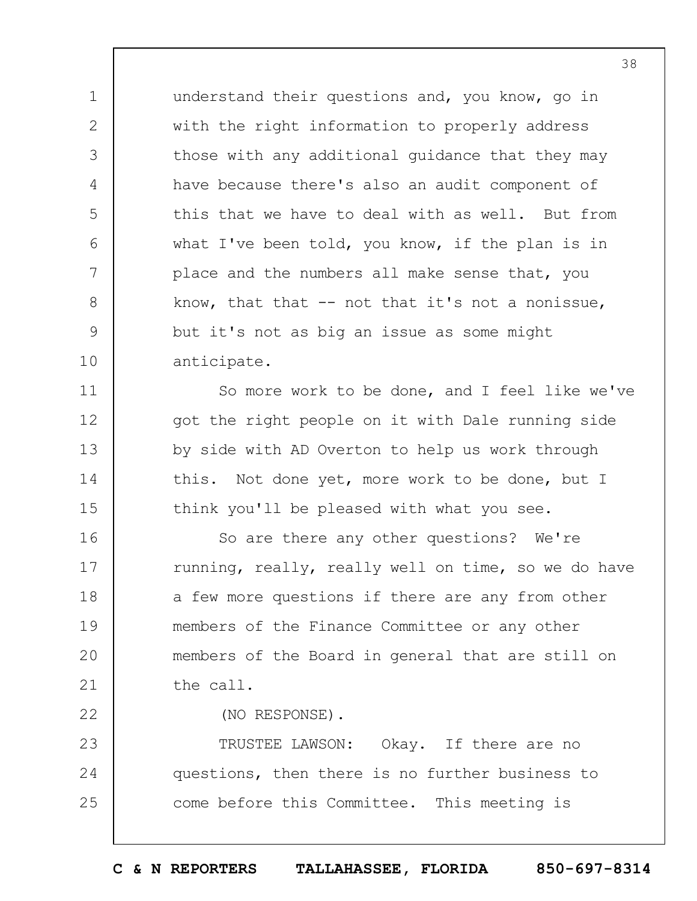understand their questions and, you know, go in with the right information to properly address those with any additional guidance that they may have because there's also an audit component of this that we have to deal with as well. But from what I've been told, you know, if the plan is in place and the numbers all make sense that, you know, that that -- not that it's not a nonissue, but it's not as big an issue as some might anticipate.

So more work to be done, and I feel like we've got the right people on it with Dale running side by side with AD Overton to help us work through this. Not done yet, more work to be done, but I think you'll be pleased with what you see.

So are there any other questions? We're running, really, really well on time, so we do have a few more questions if there are any from other members of the Finance Committee or any other members of the Board in general that are still on the call.

(NO RESPONSE).

TRUSTEE LAWSON: Okay. If there are no questions, then there is no further business to come before this Committee. This meeting is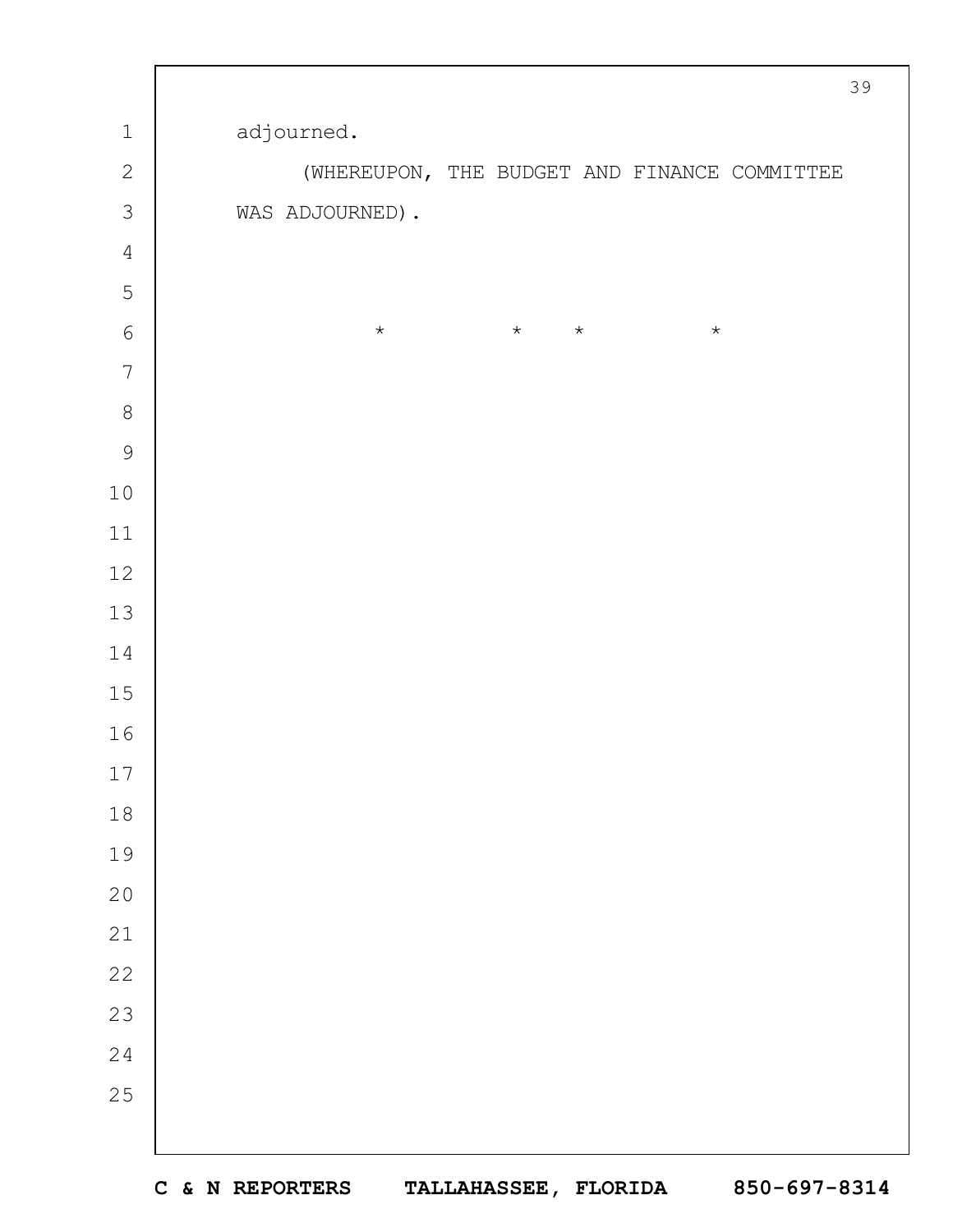adjourned.

(WHEREUPON, THE BUDGET AND FINANCE COMMITTEE WAS ADJOURNED).

\*　　　　\*　　\*　　　　\*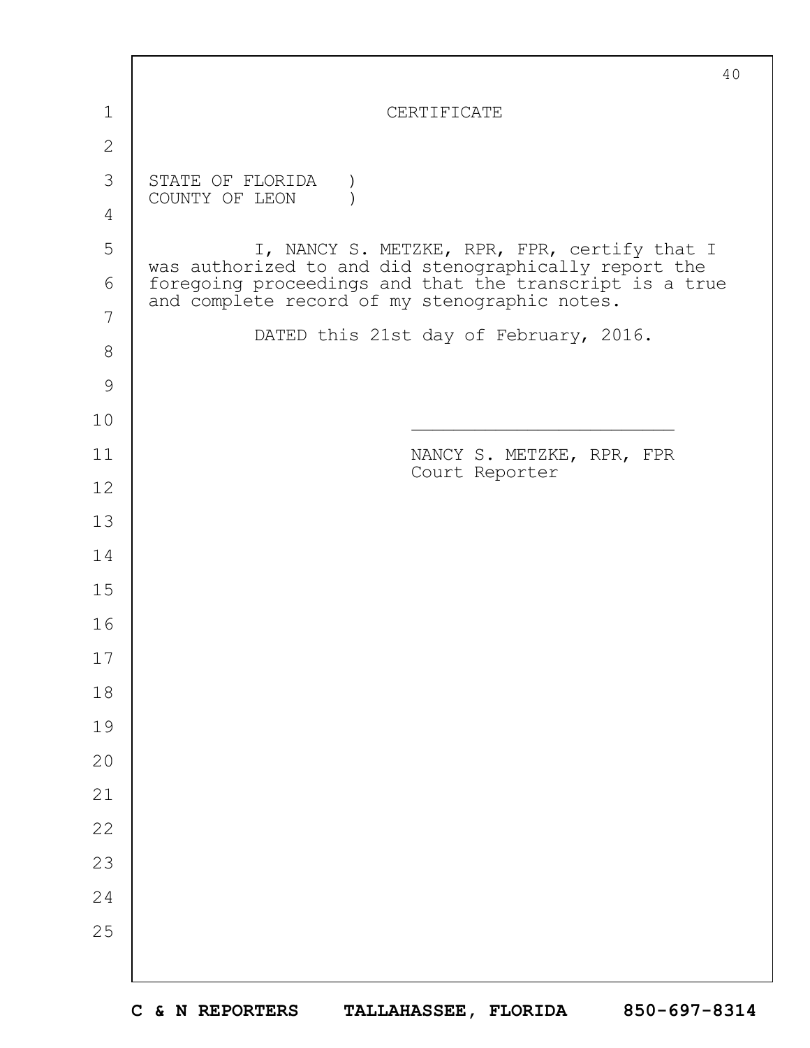# CERTIFICATE

STATE OF FLORIDA )
COUNTY OF LEON )

I, NANCY S. METZKE, RPR, FPR, certify that I was authorized to and did stenographically report the foregoing proceedings and that the transcript is a true and complete record of my stenographic notes.

DATED this 21st day of February, 2016.

______________________________

NANCY S. METZKE, RPR, FPR
Court Reporter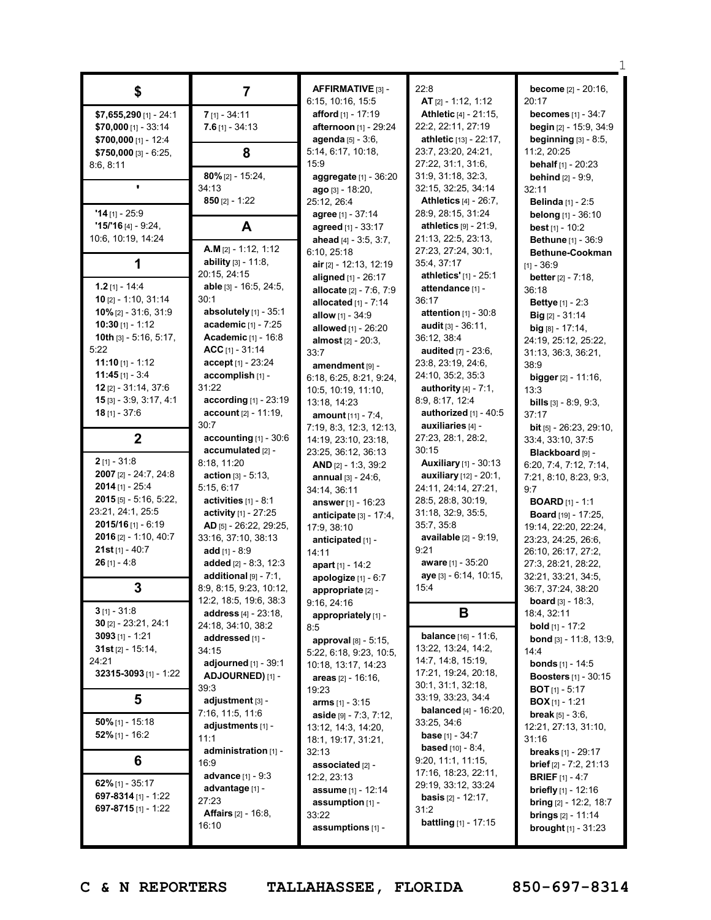## $

**$7,655,290** [1] - 24:1
**$70,000** [1] - 33:14
**$700,000** [1] - 12:4
**$750,000** [3] - 6:25, 8:6, 8:11

## '

**'14** [1] - 25:9
**'15/'16** [4] - 9:24, 10:6, 10:19, 14:24

## 1

**1.2** [1] - 14:4
**10** [2] - 1:10, 31:14
**10%** [2] - 31:6, 31:9
**10:30** [1] - 1:12
**10th** [3] - 5:16, 5:17, 5:22
**11:10** [1] - 1:12
**11:45** [1] - 3:4
**12** [2] - 31:14, 37:6
**15** [3] - 3:9, 3:17, 4:1
**18** [1] - 37:6

## 2

**2** [1] - 31:8
**2007** [2] - 24:7, 24:8
**2014** [1] - 25:4
**2015** [5] - 5:16, 5:22, 23:21, 24:1, 25:5
**2015/16** [1] - 6:19
**2016** [2] - 1:10, 40:7
**21st** [1] - 40:7
**26** [1] - 4:8

## 3

**3** [1] - 31:8
**30** [2] - 23:21, 24:1
**3093** [1] - 1:21
**31st** [2] - 15:14, 24:21
**32315-3093** [1] - 1:22

## 5

**50%** [1] - 15:18
**52%** [1] - 16:2

## 6

**62%** [1] - 35:17
**697-8314** [1] - 1:22
**697-8715** [1] - 1:22

## 7

**7** [1] - 34:11
**7.6** [1] - 34:13

## 8

**80%** [2] - 15:24, 34:13
**850** [2] - 1:22

## A

**A.M** [2] - 1:12, 1:12
**ability** [3] - 11:8, 20:15, 24:15
**able** [3] - 16:5, 24:5, 30:1
**absolutely** [1] - 35:1
**academic** [1] - 7:25
**Academic** [1] - 16:8
**ACC** [1] - 31:14
**accept** [1] - 23:24
**accomplish** [1] - 31:22
**according** [1] - 23:19
**account** [2] - 11:19, 30:7
**accounting** [1] - 30:6
**accumulated** [2] - 8:18, 11:20
**action** [3] - 5:13, 5:15, 6:17
**activities** [1] - 8:1
**activity** [1] - 27:25
**AD** [5] - 26:22, 29:25, 33:16, 37:10, 38:13
**add** [1] - 8:9
**added** [2] - 8:3, 12:3
**additional** [9] - 7:1, 8:9, 8:15, 9:23, 10:12, 12:2, 18:5, 19:6, 38:3
**address** [4] - 23:18, 24:18, 34:10, 38:2
**addressed** [1] - 34:15
**adjourned** [1] - 39:1
**ADJOURNED)** [1] - 39:3
**adjustment** [3] - 7:16, 11:5, 11:6
**adjustments** [1] - 11:1
**administration** [1] - 16:9
**advance** [1] - 9:3
**advantage** [1] - 27:23
**Affairs** [2] - 16:8, 16:10
**AFFIRMATIVE** [3] - 6:15, 10:16, 15:5
**afford** [1] - 17:19
**afternoon** [1] - 29:24
**agenda** [5] - 3:6, 5:14, 6:17, 10:18, 15:9
**aggregate** [1] - 36:20
**ago** [3] - 18:20, 25:12, 26:4
**agree** [1] - 37:14
**agreed** [1] - 33:17
**ahead** [4] - 3:5, 3:7, 6:10, 25:18
**air** [2] - 12:13, 12:19
**aligned** [1] - 26:17
**allocate** [2] - 7:6, 7:9
**allocated** [1] - 7:14
**allow** [1] - 34:9
**allowed** [1] - 26:20
**almost** [2] - 20:3, 33:7
**amendment** [9] - 6:18, 6:25, 8:21, 9:24, 10:5, 10:19, 11:10, 13:18, 14:23
**amount** [11] - 7:4, 7:19, 8:3, 12:3, 12:13, 14:19, 23:10, 23:18, 23:25, 36:12, 36:13
**AND** [2] - 1:3, 39:2
**annual** [3] - 24:6, 34:14, 36:11
**answer** [1] - 16:23
**anticipate** [3] - 17:4, 17:9, 38:10
**anticipated** [1] - 14:11
**apart** [1] - 14:2
**apologize** [1] - 6:7
**appropriate** [2] - 9:16, 24:16
**appropriately** [1] - 8:5
**approval** [8] - 5:15, 5:22, 6:18, 9:23, 10:5, 10:18, 13:17, 14:23
**areas** [2] - 16:16, 19:23
**arms** [1] - 3:15
**aside** [9] - 7:3, 7:12, 13:12, 14:3, 14:20, 18:1, 19:17, 31:21, 32:13
**associated** [2] - 12:2, 23:13
**assume** [1] - 12:14
**assumption** [1] - 33:22
**assumptions** [1] - 22:8
**AT** [2] - 1:12, 1:12
**Athletic** [4] - 21:15, 22:2, 22:11, 27:19
**athletic** [13] - 22:17, 23:7, 23:20, 24:21, 27:22, 31:1, 31:6, 31:9, 31:18, 32:3, 32:15, 32:25, 34:14
**Athletics** [4] - 26:7, 28:9, 28:15, 31:24
**athletics** [9] - 21:9, 21:13, 22:5, 23:13, 27:23, 27:24, 30:1, 35:4, 37:17
**athletics'** [1] - 25:1
**attendance** [1] - 36:17
**attention** [1] - 30:8
**audit** [3] - 36:11, 36:12, 38:4
**audited** [7] - 23:6, 23:8, 23:19, 24:6, 24:10, 35:2, 35:3
**authority** [4] - 7:1, 8:9, 8:17, 12:4
**authorized** [1] - 40:5
**auxiliaries** [4] - 27:23, 28:1, 28:2, 30:15
**Auxiliary** [1] - 30:13
**auxiliary** [12] - 20:1, 24:11, 24:14, 27:21, 28:5, 28:8, 30:19, 31:18, 32:9, 35:5, 35:7, 35:8
**available** [2] - 9:19, 9:21
**aware** [1] - 35:20
**aye** [3] - 6:14, 10:15, 15:4

## B

**balance** [16] - 11:6, 13:22, 13:24, 14:2, 14:7, 14:8, 15:19, 17:21, 19:24, 20:18, 30:1, 31:1, 32:18, 33:19, 33:23, 34:4
**balanced** [4] - 16:20, 33:25, 34:6
**base** [1] - 34:7
**based** [10] - 8:4, 9:20, 11:1, 11:15, 17:16, 18:23, 22:11, 29:19, 33:12, 33:24
**basis** [2] - 12:17, 31:2
**battling** [1] - 17:15
**become** [2] - 20:16, 20:17
**becomes** [1] - 34:7
**begin** [2] - 15:9, 34:9
**beginning** [3] - 8:5, 11:2, 20:25
**behalf** [1] - 20:23
**behind** [2] - 9:9, 32:11
**Belinda** [1] - 2:5
**belong** [1] - 36:10
**best** [1] - 10:2
**Bethune** [1] - 36:9
**Bethune-Cookman** [1] - 36:9
**better** [2] - 7:18, 36:18
**Bettye** [1] - 2:3
**Big** [2] - 31:14
**big** [8] - 17:14, 24:19, 25:12, 25:22, 31:13, 36:3, 36:21, 38:9
**bigger** [2] - 11:16, 13:3
**bills** [3] - 8:9, 9:3, 37:17
**bit** [5] - 26:23, 29:10, 33:4, 33:10, 37:5
**Blackboard** [9] - 6:20, 7:4, 7:12, 7:14, 7:21, 8:10, 8:23, 9:3, 9:7
**BOARD** [1] - 1:1
**Board** [19] - 17:25, 19:14, 22:20, 22:24, 23:23, 24:25, 26:6, 26:10, 26:17, 27:2, 27:3, 28:21, 28:22, 32:21, 33:21, 34:5, 36:7, 37:24, 38:20
**board** [3] - 18:3, 18:4, 32:11
**bold** [1] - 17:2
**bond** [3] - 11:8, 13:9, 14:4
**bonds** [1] - 14:5
**Boosters** [1] - 30:15
**BOT** [1] - 5:17
**BOX** [1] - 1:21
**break** [5] - 3:6, 12:21, 27:13, 31:10, 31:16
**breaks** [1] - 29:17
**brief** [2] - 7:2, 21:13
**BRIEF** [1] - 4:7
**briefly** [1] - 12:16
**bring** [2] - 12:2, 18:7
**brings** [2] - 11:14
**brought** [1] - 31:23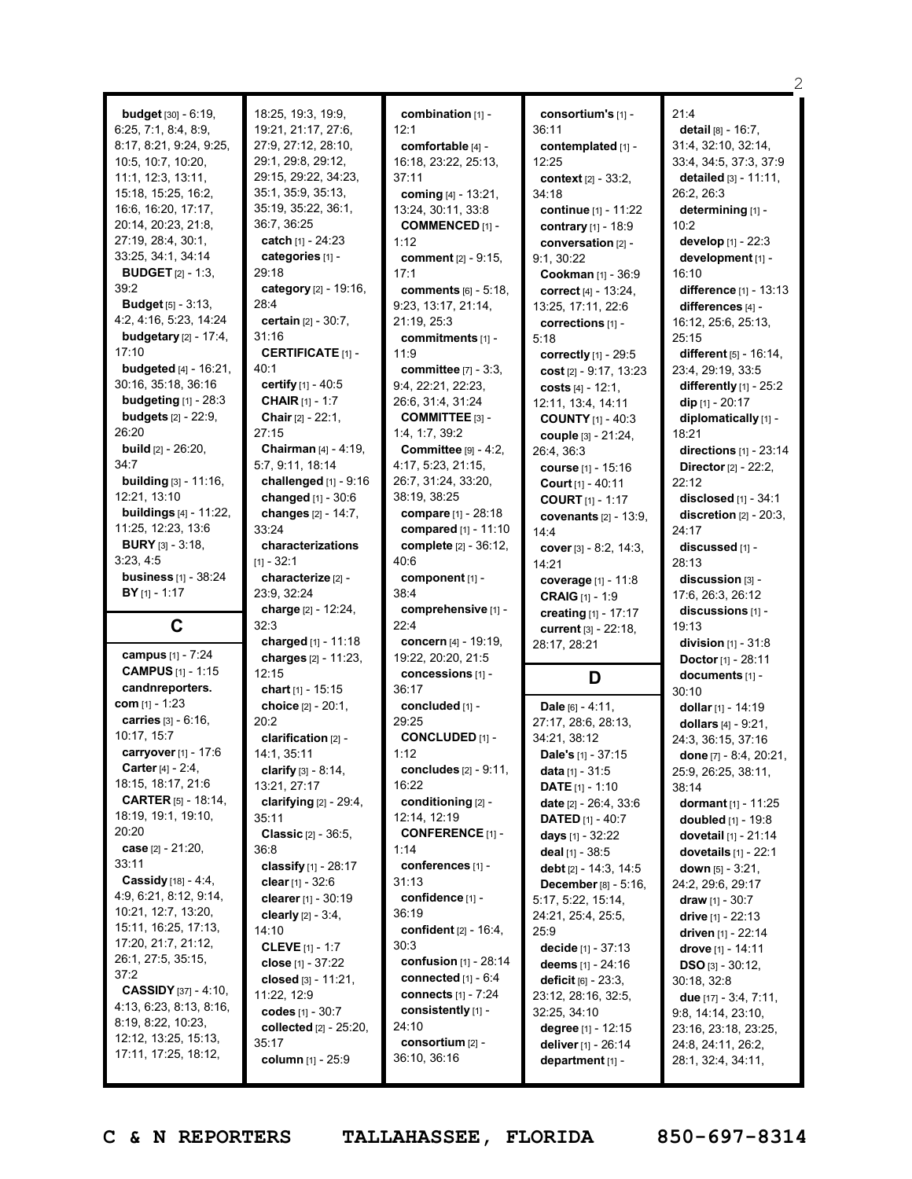**budget** [30] - 6:19, 6:25, 7:1, 8:4, 8:9, 8:17, 8:21, 9:24, 9:25, 10:5, 10:7, 10:20, 11:1, 12:3, 13:11, 15:18, 15:25, 16:2, 16:6, 16:20, 17:17, 20:14, 20:23, 21:8, 27:19, 28:4, 30:1, 33:25, 34:1, 34:14
**BUDGET** [2] - 1:3, 39:2
**Budget** [5] - 3:13, 4:2, 4:16, 5:23, 14:24
**budgetary** [2] - 17:4, 17:10
**budgeted** [4] - 16:21, 30:16, 35:18, 36:16
**budgeting** [1] - 28:3
**budgets** [2] - 22:9, 26:20
**build** [2] - 26:20, 34:7
**building** [3] - 11:16, 12:21, 13:10
**buildings** [4] - 11:22, 11:25, 12:23, 13:6
**BURY** [3] - 3:18, 3:23, 4:5
**business** [1] - 38:24
**BY** [1] - 1:17

## C

**campus** [1] - 7:24
**CAMPUS** [1] - 1:15
**candnreporters.com** [1] - 1:23
**carries** [3] - 6:16, 10:17, 15:7
**carryover** [1] - 17:6
**Carter** [4] - 2:4, 18:15, 18:17, 21:6
**CARTER** [5] - 18:14, 18:19, 19:1, 19:10, 20:20
**case** [2] - 21:20, 33:11
**Cassidy** [18] - 4:4, 4:9, 6:21, 8:12, 9:14, 10:21, 12:7, 13:20, 15:11, 16:25, 17:13, 17:20, 21:7, 21:12, 26:1, 27:5, 35:15, 37:2
**CASSIDY** [37] - 4:10, 4:13, 6:23, 8:13, 8:16, 8:19, 8:22, 10:23, 12:12, 13:25, 15:13, 17:11, 17:25, 18:12, 18:25, 19:3, 19:9, 19:21, 21:17, 27:6, 27:9, 27:12, 28:10, 29:1, 29:8, 29:12, 29:15, 29:22, 34:23, 35:1, 35:9, 35:13, 35:19, 35:22, 36:1, 36:7, 36:25
**catch** [1] - 24:23
**categories** [1] - 29:18
**category** [2] - 19:16, 28:4
**certain** [2] - 30:7, 31:16
**CERTIFICATE** [1] - 40:1
**certify** [1] - 40:5
**CHAIR** [1] - 1:7
**Chair** [2] - 22:1, 27:15
**Chairman** [4] - 4:19, 5:7, 9:11, 18:14
**challenged** [1] - 9:16
**changed** [1] - 30:6
**changes** [2] - 14:7, 33:24
**characterizations** [1] - 32:1
**characterize** [2] - 23:9, 32:24
**charge** [2] - 12:24, 32:3
**charged** [1] - 11:18
**charges** [2] - 11:23, 12:15
**chart** [1] - 15:15
**choice** [2] - 20:1, 20:2
**clarification** [2] - 14:1, 35:11
**clarify** [3] - 8:14, 13:21, 27:17
**clarifying** [2] - 29:4, 35:11
**Classic** [2] - 36:5, 36:8
**classify** [1] - 28:17
**clear** [1] - 32:6
**clearer** [1] - 30:19
**clearly** [2] - 3:4, 14:10
**CLEVE** [1] - 1:7
**close** [1] - 37:22
**closed** [3] - 11:21, 11:22, 12:9
**codes** [1] - 30:7
**collected** [2] - 25:20, 35:17
**column** [1] - 25:9
**combination** [1] - 12:1
**comfortable** [4] - 16:18, 23:22, 25:13, 37:11
**coming** [4] - 13:21, 13:24, 30:11, 33:8
**COMMENCED** [1] - 1:12
**comment** [2] - 9:15, 17:1
**comments** [6] - 5:18, 9:23, 13:17, 21:14, 21:19, 25:3
**commitments** [1] - 11:9
**committee** [7] - 3:3, 9:4, 22:21, 22:23, 26:6, 31:4, 31:24
**COMMITTEE** [3] - 1:4, 1:7, 39:2
**Committee** [9] - 4:2, 4:17, 5:23, 21:15, 26:7, 31:24, 33:20, 38:19, 38:25
**compare** [1] - 28:18
**compared** [1] - 11:10
**complete** [2] - 36:12, 40:6
**component** [1] - 38:4
**comprehensive** [1] - 22:4
**concern** [4] - 19:19, 19:22, 20:20, 21:5
**concessions** [1] - 36:17
**concluded** [1] - 29:25
**CONCLUDED** [1] - 1:12
**concludes** [2] - 9:11, 16:22
**conditioning** [2] - 12:14, 12:19
**CONFERENCE** [1] - 1:14
**conferences** [1] - 31:13
**confidence** [1] - 36:19
**confident** [2] - 16:4, 30:3
**confusion** [1] - 28:14
**connected** [1] - 6:4
**connects** [1] - 7:24
**consistently** [1] - 24:10
**consortium** [2] - 36:10, 36:16
**consortium's** [1] - 36:11
**contemplated** [1] - 12:25
**context** [2] - 33:2, 34:18
**continue** [1] - 11:22
**contrary** [1] - 18:9
**conversation** [2] - 9:1, 30:22
**Cookman** [1] - 36:9
**correct** [4] - 13:24, 13:25, 17:11, 22:6
**corrections** [1] - 5:18
**correctly** [1] - 29:5
**cost** [2] - 9:17, 13:23
**costs** [4] - 12:1, 12:11, 13:4, 14:11
**COUNTY** [1] - 40:3
**couple** [3] - 21:24, 26:4, 36:3
**course** [1] - 15:16
**Court** [1] - 40:11
**COURT** [1] - 1:17
**covenants** [2] - 13:9, 14:4
**cover** [3] - 8:2, 14:3, 14:21
**coverage** [1] - 11:8
**CRAIG** [1] - 1:9
**creating** [1] - 17:17
**current** [3] - 22:18, 28:17, 28:21

## D

**Dale** [6] - 4:11, 27:17, 28:6, 28:13, 34:21, 38:12
**Dale's** [1] - 37:15
**data** [1] - 31:5
**DATE** [1] - 1:10
**date** [2] - 26:4, 33:6
**DATED** [1] - 40:7
**days** [1] - 32:22
**deal** [1] - 38:5
**debt** [2] - 14:3, 14:5
**December** [8] - 5:16, 5:17, 5:22, 15:14, 24:21, 25:4, 25:5, 25:9
**decide** [1] - 37:13
**deems** [1] - 24:16
**deficit** [6] - 23:3, 23:12, 28:16, 32:5, 32:25, 34:10
**degree** [1] - 12:15
**deliver** [1] - 26:14
**department** [1] - 21:4
**detail** [8] - 16:7, 31:4, 32:10, 32:14, 33:4, 34:5, 37:3, 37:9
**detailed** [3] - 11:11, 26:2, 26:3
**determining** [1] - 10:2
**develop** [1] - 22:3
**development** [1] - 16:10
**difference** [1] - 13:13
**differences** [4] - 16:12, 25:6, 25:13, 25:15
**different** [5] - 16:14, 23:4, 29:19, 33:5
**differently** [1] - 25:2
**dip** [1] - 20:17
**diplomatically** [1] - 18:21
**directions** [1] - 23:14
**Director** [2] - 22:2, 22:12
**disclosed** [1] - 34:1
**discretion** [2] - 20:3, 24:17
**discussed** [1] - 28:13
**discussion** [3] - 17:6, 26:3, 26:12
**discussions** [1] - 19:13
**division** [1] - 31:8
**Doctor** [1] - 28:11
**documents** [1] - 30:10
**dollar** [1] - 14:19
**dollars** [4] - 9:21, 24:3, 36:15, 37:16
**done** [7] - 8:4, 20:21, 25:9, 26:25, 38:11, 38:14
**dormant** [1] - 11:25
**doubled** [1] - 19:8
**dovetail** [1] - 21:14
**dovetails** [1] - 22:1
**down** [5] - 3:21, 24:2, 29:6, 29:17
**draw** [1] - 30:7
**drive** [1] - 22:13
**driven** [1] - 22:14
**drove** [1] - 14:11
**DSO** [3] - 30:12, 30:18, 32:8
**due** [17] - 3:4, 7:11, 9:8, 14:14, 23:10, 23:16, 23:18, 23:25, 24:8, 24:11, 26:2, 28:1, 32:4, 34:11,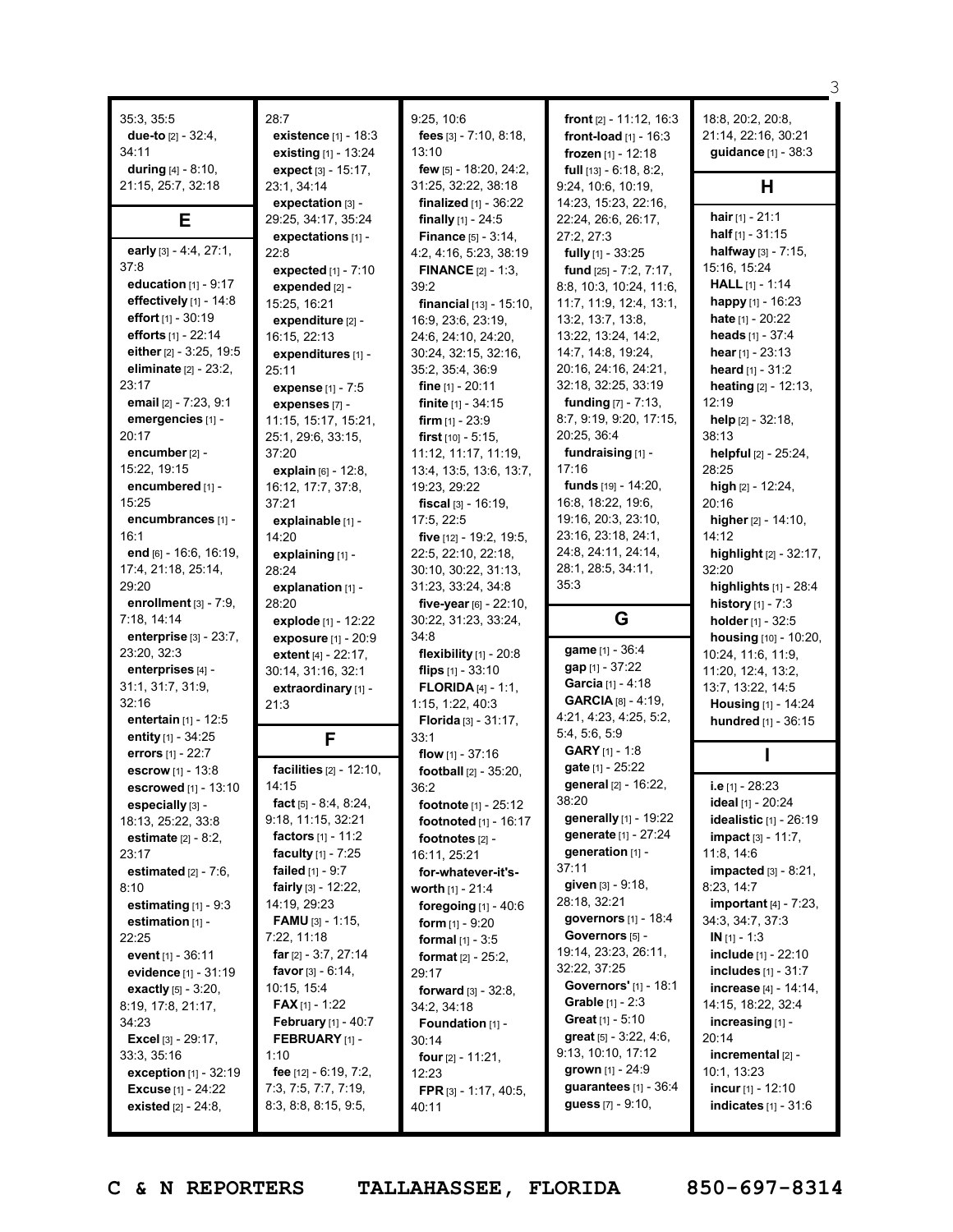35:3, 35:5
**due-to** [2] - 32:4, 34:11
**during** [4] - 8:10, 21:15, 25:7, 32:18

## E

**early** [3] - 4:4, 27:1, 37:8
**education** [1] - 9:17
**effectively** [1] - 14:8
**effort** [1] - 30:19
**efforts** [1] - 22:14
**either** [2] - 3:25, 19:5
**eliminate** [2] - 23:2, 23:17
**email** [2] - 7:23, 9:1
**emergencies** [1] - 20:17
**encumber** [2] - 15:22, 19:15
**encumbered** [1] - 15:25
**encumbrances** [1] - 16:1
**end** [6] - 16:6, 16:19, 17:4, 21:18, 25:14, 29:20
**enrollment** [3] - 7:9, 7:18, 14:14
**enterprise** [3] - 23:7, 23:20, 32:3
**enterprises** [4] - 31:1, 31:7, 31:9, 32:16
**entertain** [1] - 12:5
**entity** [1] - 34:25
**errors** [1] - 22:7
**escrow** [1] - 13:8
**escrowed** [1] - 13:10
**especially** [3] - 18:13, 25:22, 33:8
**estimate** [2] - 8:2, 23:17
**estimated** [2] - 7:6, 8:10
**estimating** [1] - 9:3
**estimation** [1] - 22:25
**event** [1] - 36:11
**evidence** [1] - 31:19
**exactly** [5] - 3:20, 8:19, 17:8, 21:17, 34:23
**Excel** [3] - 29:17, 33:3, 35:16
**exception** [1] - 32:19
**Excuse** [1] - 24:22
**existed** [2] - 24:8, 28:7
**existence** [1] - 18:3
**existing** [1] - 13:24
**expect** [3] - 15:17, 23:1, 34:14
**expectation** [3] - 29:25, 34:17, 35:24
**expectations** [1] - 22:8
**expected** [1] - 7:10
**expended** [2] - 15:25, 16:21
**expenditure** [2] - 16:15, 22:13
**expenditures** [1] - 25:11
**expense** [1] - 7:5
**expenses** [7] - 11:15, 15:17, 15:21, 25:1, 29:6, 33:15, 37:20
**explain** [6] - 12:8, 16:12, 17:7, 37:8, 37:21
**explainable** [1] - 14:20
**explaining** [1] - 28:24
**explanation** [1] - 28:20
**explode** [1] - 12:22
**exposure** [1] - 20:9
**extent** [4] - 22:17, 30:14, 31:16, 32:1
**extraordinary** [1] - 21:3

## F

**facilities** [2] - 12:10, 14:15
**fact** [5] - 8:4, 8:24, 9:18, 11:15, 32:21
**factors** [1] - 11:2
**faculty** [1] - 7:25
**failed** [1] - 9:7
**fairly** [3] - 12:22, 14:19, 29:23
**FAMU** [3] - 1:15, 7:22, 11:18
**far** [2] - 3:7, 27:14
**favor** [3] - 6:14, 10:15, 15:4
**FAX** [1] - 1:22
**February** [1] - 40:7
**FEBRUARY** [1] - 1:10
**fee** [12] - 6:19, 7:2, 7:3, 7:5, 7:7, 7:19, 8:3, 8:8, 8:15, 9:5, 9:25, 10:6
**fees** [3] - 7:10, 8:18, 13:10
**few** [5] - 18:20, 24:2, 31:25, 32:22, 38:18
**finalized** [1] - 36:22
**finally** [1] - 24:5
**Finance** [5] - 3:14, 4:2, 4:16, 5:23, 38:19
**FINANCE** [2] - 1:3, 39:2
**financial** [13] - 15:10, 16:9, 23:6, 23:19, 24:6, 24:10, 24:20, 30:24, 32:15, 32:16, 35:2, 35:4, 36:9
**fine** [1] - 20:11
**finite** [1] - 34:15
**firm** [1] - 23:9
**first** [10] - 5:15, 11:12, 11:17, 11:19, 13:4, 13:5, 13:6, 13:7, 19:23, 29:22
**fiscal** [3] - 16:19, 17:5, 22:5
**five** [12] - 19:2, 19:5, 22:5, 22:10, 22:18, 30:10, 30:22, 31:13, 31:23, 33:24, 34:8
**five-year** [6] - 22:10, 30:22, 31:23, 33:24, 34:8
**flexibility** [1] - 20:8
**flips** [1] - 33:10
**FLORIDA** [4] - 1:1, 1:15, 1:22, 40:3
**Florida** [3] - 31:17, 33:1
**flow** [1] - 37:16
**football** [2] - 35:20, 36:2
**footnote** [1] - 25:12
**footnoted** [1] - 16:17
**footnotes** [2] - 16:11, 25:21
**for-whatever-it's-worth** [1] - 21:4
**foregoing** [1] - 40:6
**form** [1] - 9:20
**formal** [1] - 3:5
**format** [2] - 25:2, 29:17
**forward** [3] - 32:8, 34:2, 34:18
**Foundation** [1] - 30:14
**four** [2] - 11:21, 12:23
**FPR** [3] - 1:17, 40:5, 40:11
**front** [2] - 11:12, 16:3
**front-load** [1] - 16:3
**frozen** [1] - 12:18
**full** [13] - 6:18, 8:2, 9:24, 10:6, 10:19, 14:23, 15:23, 22:16, 22:24, 26:6, 26:17, 27:2, 27:3
**fully** [1] - 33:25
**fund** [25] - 7:2, 7:17, 8:8, 10:3, 10:24, 11:6, 11:7, 11:9, 12:4, 13:1, 13:2, 13:7, 13:8, 13:22, 13:24, 14:2, 14:7, 14:8, 19:24, 20:16, 24:16, 24:21, 32:18, 32:25, 33:19
**funding** [7] - 7:13, 8:7, 9:19, 9:20, 17:15, 20:25, 36:4
**fundraising** [1] - 17:16
**funds** [19] - 14:20, 16:8, 18:22, 19:6, 19:16, 20:3, 23:10, 23:16, 23:18, 24:1, 24:8, 24:11, 24:14, 28:1, 28:5, 34:11, 35:3

## G

**game** [1] - 36:4
**gap** [1] - 37:22
**Garcia** [1] - 4:18
**GARCIA** [8] - 4:19, 4:21, 4:23, 4:25, 5:2, 5:4, 5:6, 5:9
**GARY** [1] - 1:8
**gate** [1] - 25:22
**general** [2] - 16:22, 38:20
**generally** [1] - 19:22
**generate** [1] - 27:24
**generation** [1] - 37:11
**given** [3] - 9:18, 28:18, 32:21
**governors** [1] - 18:4
**Governors** [5] - 19:14, 23:23, 26:11, 32:22, 37:25
**Governors'** [1] - 18:1
**Grable** [1] - 2:3
**Great** [1] - 5:10
**great** [5] - 3:22, 4:6, 9:13, 10:10, 17:12
**grown** [1] - 24:9
**guarantees** [1] - 36:4
**guess** [7] - 9:10, 18:8, 20:2, 20:8, 21:14, 22:16, 30:21
**guidance** [1] - 38:3

## H

**hair** [1] - 21:1
**half** [1] - 31:15
**halfway** [3] - 7:15, 15:16, 15:24
**HALL** [1] - 1:14
**happy** [1] - 16:23
**hate** [1] - 20:22
**heads** [1] - 37:4
**hear** [1] - 23:13
**heard** [1] - 31:2
**heating** [2] - 12:13, 12:19
**help** [2] - 32:18, 38:13
**helpful** [2] - 25:24, 28:25
**high** [2] - 12:24, 20:16
**higher** [2] - 14:10, 14:12
**highlight** [2] - 32:17, 32:20
**highlights** [1] - 28:4
**history** [1] - 7:3
**holder** [1] - 32:5
**housing** [10] - 10:20, 10:24, 11:6, 11:9, 11:20, 12:4, 13:2, 13:7, 13:22, 14:5
**Housing** [1] - 14:24
**hundred** [1] - 36:15

## I

**i.e** [1] - 28:23
**ideal** [1] - 20:24
**idealistic** [1] - 26:19
**impact** [3] - 11:7, 11:8, 14:6
**impacted** [3] - 8:21, 8:23, 14:7
**important** [4] - 7:23, 34:3, 34:7, 37:3
**IN** [1] - 1:3
**include** [1] - 22:10
**includes** [1] - 31:7
**increase** [4] - 14:14, 14:15, 18:22, 32:4
**increasing** [1] - 20:14
**incremental** [2] - 10:1, 13:23
**incur** [1] - 12:10
**indicates** [1] - 31:6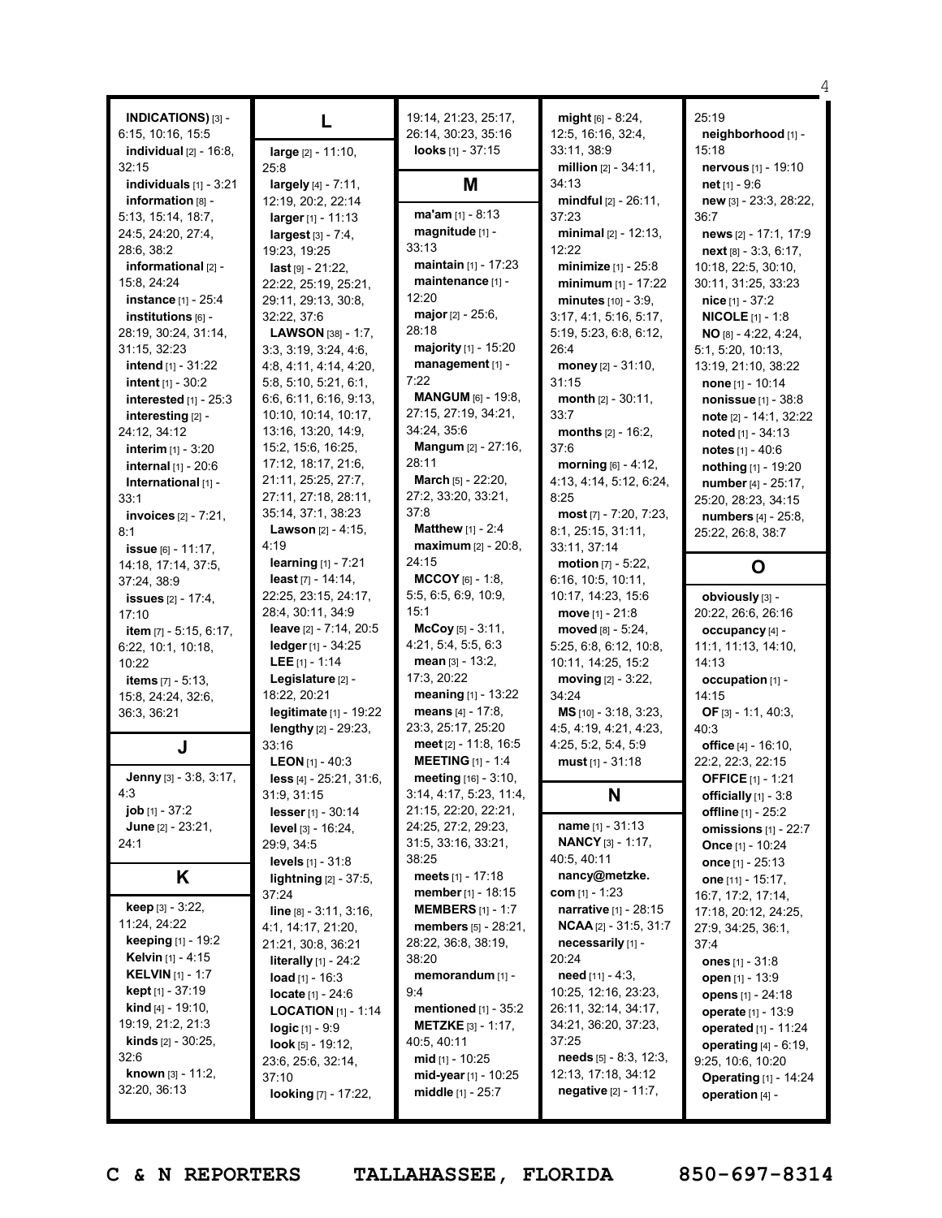**INDICATIONS)** [3] - 6:15, 10:16, 15:5
**individual** [2] - 16:8, 32:15
**individuals** [1] - 3:21
**information** [8] - 5:13, 15:14, 18:7, 24:5, 24:20, 27:4, 28:6, 38:2
**informational** [2] - 15:8, 24:24
**instance** [1] - 25:4
**institutions** [6] - 28:19, 30:24, 31:14, 31:15, 32:23
**intend** [1] - 31:22
**intent** [1] - 30:2
**interested** [1] - 25:3
**interesting** [2] - 24:12, 34:12
**interim** [1] - 3:20
**internal** [1] - 20:6
**International** [1] - 33:1
**invoices** [2] - 7:21, 8:1
**issue** [6] - 11:17, 14:18, 17:14, 37:5, 37:24, 38:9
**issues** [2] - 17:4, 17:10
**item** [7] - 5:15, 6:17, 6:22, 10:1, 10:18, 10:22
**items** [7] - 5:13, 15:8, 24:24, 32:6, 36:3, 36:21

## J

**Jenny** [3] - 3:8, 3:17, 4:3
**job** [1] - 37:2
**June** [2] - 23:21, 24:1

## K

**keep** [3] - 3:22, 11:24, 24:22
**keeping** [1] - 19:2
**Kelvin** [1] - 4:15
**KELVIN** [1] - 1:7
**kept** [1] - 37:19
**kind** [4] - 19:10, 19:19, 21:2, 21:3
**kinds** [2] - 30:25, 32:6
**known** [3] - 11:2, 32:20, 36:13

## L

**large** [2] - 11:10, 25:8
**largely** [4] - 7:11, 12:19, 20:2, 22:14
**larger** [1] - 11:13
**largest** [3] - 7:4, 19:23, 19:25
**last** [9] - 21:22, 22:22, 25:19, 25:21, 29:11, 29:13, 30:8, 32:22, 37:6
**LAWSON** [38] - 1:7, 3:3, 3:19, 3:24, 4:6, 4:8, 4:11, 4:14, 4:20, 5:8, 5:10, 5:21, 6:1, 6:6, 6:11, 6:16, 9:13, 10:10, 10:14, 10:17, 13:16, 13:20, 14:9, 15:2, 15:6, 16:25, 17:12, 18:17, 21:6, 21:11, 25:25, 27:7, 27:11, 27:18, 28:11, 35:14, 37:1, 38:23
**Lawson** [2] - 4:15, 4:19
**learning** [1] - 7:21
**least** [7] - 14:14, 22:25, 23:15, 24:17, 28:4, 30:11, 34:9
**leave** [2] - 7:14, 20:5
**ledger** [1] - 34:25
**LEE** [1] - 1:14
**Legislature** [2] - 18:22, 20:21
**legitimate** [1] - 19:22
**lengthy** [2] - 29:23, 33:16
**LEON** [1] - 40:3
**less** [4] - 25:21, 31:6, 31:9, 31:15
**lesser** [1] - 30:14
**level** [3] - 16:24, 29:9, 34:5
**levels** [1] - 31:8
**lightning** [2] - 37:5, 37:24
**line** [8] - 3:11, 3:16, 4:1, 14:17, 21:20, 21:21, 30:8, 36:21
**literally** [1] - 24:2
**load** [1] - 16:3
**locate** [1] - 24:6
**LOCATION** [1] - 1:14
**logic** [1] - 9:9
**look** [5] - 19:12, 23:6, 25:6, 32:14, 37:10
**looking** [7] - 17:22, 19:14, 21:23, 25:17, 26:14, 30:23, 35:16
**looks** [1] - 37:15

## M

**ma'am** [1] - 8:13
**magnitude** [1] - 33:13
**maintain** [1] - 17:23
**maintenance** [1] - 12:20
**major** [2] - 25:6, 28:18
**majority** [1] - 15:20
**management** [1] - 7:22
**MANGUM** [6] - 19:8, 27:15, 27:19, 34:21, 34:24, 35:6
**Mangum** [2] - 27:16, 28:11
**March** [5] - 22:20, 27:2, 33:20, 33:21, 37:8
**Matthew** [1] - 2:4
**maximum** [2] - 20:8, 24:15
**MCCOY** [6] - 1:8, 5:5, 6:5, 6:9, 10:9, 15:1
**McCoy** [5] - 3:11, 4:21, 5:4, 5:5, 6:3
**mean** [3] - 13:2, 17:3, 20:22
**meaning** [1] - 13:22
**means** [4] - 17:8, 23:3, 25:17, 25:20
**meet** [2] - 11:8, 16:5
**MEETING** [1] - 1:4
**meeting** [16] - 3:10, 3:14, 4:17, 5:23, 11:4, 21:15, 22:20, 22:21, 24:25, 27:2, 29:23, 31:5, 33:16, 33:21, 38:25
**meets** [1] - 17:18
**member** [1] - 18:15
**MEMBERS** [1] - 1:7
**members** [5] - 28:21, 28:22, 36:8, 38:19, 38:20
**memorandum** [1] - 9:4
**mentioned** [1] - 35:2
**METZKE** [3] - 1:17, 40:5, 40:11
**mid** [1] - 10:25
**mid-year** [1] - 10:25
**middle** [1] - 25:7
**might** [6] - 8:24, 12:5, 16:16, 32:4, 33:11, 38:9
**million** [2] - 34:11, 34:13
**mindful** [2] - 26:11, 37:23
**minimal** [2] - 12:13, 12:22
**minimize** [1] - 25:8
**minimum** [1] - 17:22
**minutes** [10] - 3:9, 3:17, 4:1, 5:16, 5:17, 5:19, 5:23, 6:8, 6:12, 26:4
**money** [2] - 31:10, 31:15
**month** [2] - 30:11, 33:7
**months** [2] - 16:2, 37:6
**morning** [6] - 4:12, 4:13, 4:14, 5:12, 6:24, 8:25
**most** [7] - 7:20, 7:23, 8:1, 25:15, 31:11, 33:11, 37:14
**motion** [7] - 5:22, 6:16, 10:5, 10:11, 10:17, 14:23, 15:6
**move** [1] - 21:8
**moved** [8] - 5:24, 5:25, 6:8, 6:12, 10:8, 10:11, 14:25, 15:2
**moving** [2] - 3:22, 34:24
**MS** [10] - 3:18, 3:23, 4:5, 4:19, 4:21, 4:23, 4:25, 5:2, 5:4, 5:9
**must** [1] - 31:18

## N

**name** [1] - 31:13
**NANCY** [3] - 1:17, 40:5, 40:11
**nancy@metzke.com** [1] - 1:23
**narrative** [1] - 28:15
**NCAA** [2] - 31:5, 31:7
**necessarily** [1] - 20:24
**need** [11] - 4:3, 10:25, 12:16, 23:23, 26:11, 32:14, 34:17, 34:21, 36:20, 37:23, 37:25
**needs** [5] - 8:3, 12:3, 12:13, 17:18, 34:12
**negative** [2] - 11:7, 25:19
**neighborhood** [1] - 15:18
**nervous** [1] - 19:10
**net** [1] - 9:6
**new** [3] - 23:3, 28:22, 36:7
**news** [2] - 17:1, 17:9
**next** [8] - 3:3, 6:17, 10:18, 22:5, 30:10, 30:11, 31:25, 33:23
**nice** [1] - 37:2
**NICOLE** [1] - 1:8
**NO** [8] - 4:22, 4:24, 5:1, 5:20, 10:13, 13:19, 21:10, 38:22
**none** [1] - 10:14
**nonissue** [1] - 38:8
**note** [2] - 14:1, 32:22
**noted** [1] - 34:13
**notes** [1] - 40:6
**nothing** [1] - 19:20
**number** [4] - 25:17, 25:20, 28:23, 34:15
**numbers** [4] - 25:8, 25:22, 26:8, 38:7

## O

**obviously** [3] - 20:22, 26:6, 26:16
**occupancy** [4] - 11:1, 11:13, 14:10, 14:13
**occupation** [1] - 14:15
**OF** [3] - 1:1, 40:3, 40:3
**office** [4] - 16:10, 22:2, 22:3, 22:15
**OFFICE** [1] - 1:21
**officially** [1] - 3:8
**offline** [1] - 25:2
**omissions** [1] - 22:7
**Once** [1] - 10:24
**once** [1] - 25:13
**one** [11] - 15:17, 16:7, 17:2, 17:14, 17:18, 20:12, 24:25, 27:9, 34:25, 36:1, 37:4
**ones** [1] - 31:8
**open** [1] - 13:9
**opens** [1] - 24:18
**operate** [1] - 13:9
**operated** [1] - 11:24
**operating** [4] - 6:19, 9:25, 10:6, 10:20
**Operating** [1] - 14:24
**operation** [4] -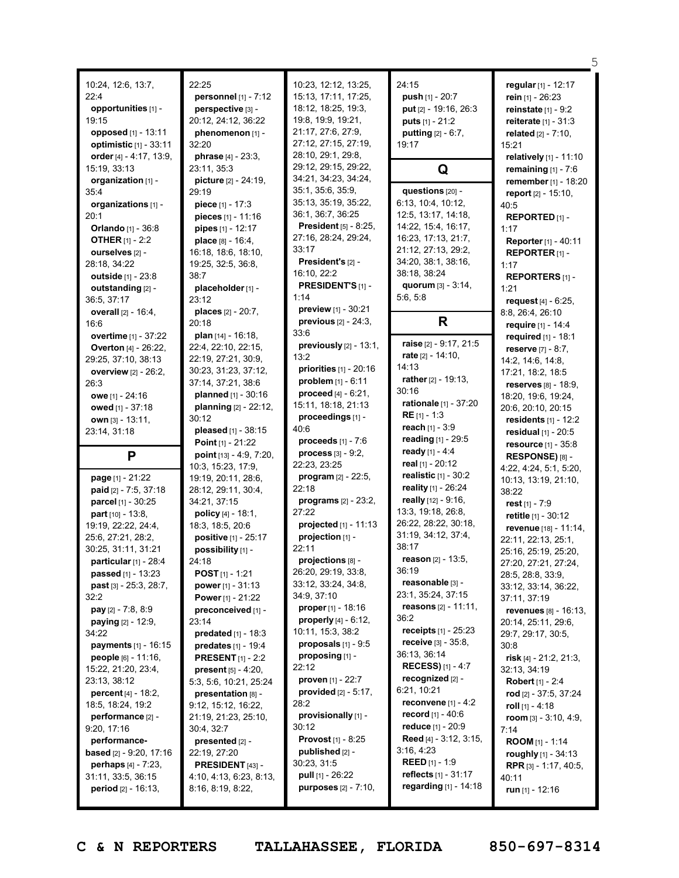10:24, 12:6, 13:7, 22:4
**opportunities** [1] - 19:15
**opposed** [1] - 13:11
**optimistic** [1] - 33:11
**order** [4] - 4:17, 13:9, 15:19, 33:13
**organization** [1] - 35:4
**organizations** [1] - 20:1
**Orlando** [1] - 36:8
**OTHER** [1] - 2:2
**ourselves** [2] - 28:18, 34:22
**outside** [1] - 23:8
**outstanding** [2] - 36:5, 37:17
**overall** [2] - 16:4, 16:6
**overtime** [1] - 37:22
**Overton** [4] - 26:22, 29:25, 37:10, 38:13
**overview** [2] - 26:2, 26:3
**owe** [1] - 24:16
**owed** [1] - 37:18
**own** [3] - 13:11, 23:14, 31:18

## P

**page** [1] - 21:22
**paid** [2] - 7:5, 37:18
**parcel** [1] - 30:25
**part** [10] - 13:8, 19:19, 22:22, 24:4, 25:6, 27:21, 28:2, 30:25, 31:11, 31:21
**particular** [1] - 28:4
**passed** [1] - 13:23
**past** [3] - 25:3, 28:7, 32:2
**pay** [2] - 7:8, 8:9
**paying** [2] - 12:9, 34:22
**payments** [1] - 16:15
**people** [6] - 11:16, 15:22, 21:20, 23:4, 23:13, 38:12
**percent** [4] - 18:2, 18:5, 18:24, 19:2
**performance** [2] - 9:20, 17:16
**performance-based** [2] - 9:20, 17:16
**perhaps** [4] - 7:23, 31:11, 33:5, 36:15
**period** [2] - 16:13, 22:25
**personnel** [1] - 7:12
**perspective** [3] - 20:12, 24:12, 36:22
**phenomenon** [1] - 32:20
**phrase** [4] - 23:3, 23:11, 35:3
**picture** [2] - 24:19, 29:19
**piece** [1] - 17:3
**pieces** [1] - 11:16
**pipes** [1] - 12:17
**place** [8] - 16:4, 16:18, 18:6, 18:10, 19:25, 32:5, 36:8, 38:7
**placeholder** [1] - 23:12
**places** [2] - 20:7, 20:18
**plan** [14] - 16:18, 22:4, 22:10, 22:15, 22:19, 27:21, 30:9, 30:23, 31:23, 37:12, 37:14, 37:21, 38:6
**planned** [1] - 30:16
**planning** [2] - 22:12, 30:12
**pleased** [1] - 38:15
**Point** [1] - 21:22
**point** [13] - 4:9, 7:20, 10:3, 15:23, 17:9, 19:19, 20:11, 28:6, 28:12, 29:11, 30:4, 34:21, 37:15
**policy** [4] - 18:1, 18:3, 18:5, 20:6
**positive** [1] - 25:17
**possibility** [1] - 24:18
**POST** [1] - 1:21
**power** [1] - 31:13
**Power** [1] - 21:22
**preconceived** [1] - 23:14
**predated** [1] - 18:3
**predates** [1] - 19:4
**PRESENT** [1] - 2:2
**present** [5] - 4:20, 5:3, 5:6, 10:21, 25:24
**presentation** [8] - 9:12, 15:12, 16:22, 21:19, 21:23, 25:10, 30:4, 32:7
**presented** [2] - 22:19, 27:20
**PRESIDENT** [43] - 4:10, 4:13, 6:23, 8:13, 8:16, 8:19, 8:22, 10:23, 12:12, 13:25, 15:13, 17:11, 17:25, 18:12, 18:25, 19:3, 19:8, 19:9, 19:21, 21:17, 27:6, 27:9, 27:12, 27:15, 27:19, 28:10, 29:1, 29:8, 29:12, 29:15, 29:22, 34:21, 34:23, 34:24, 35:1, 35:6, 35:9, 35:13, 35:19, 35:22, 36:1, 36:7, 36:25
**President** [5] - 8:25, 27:16, 28:24, 29:24, 33:17
**President's** [2] - 16:10, 22:2
**PRESIDENT'S** [1] - 1:14
**preview** [1] - 30:21
**previous** [2] - 24:3, 33:6
**previously** [2] - 13:1, 13:2
**priorities** [1] - 20:16
**problem** [1] - 6:11
**proceed** [4] - 6:21, 15:11, 18:18, 21:13
**proceedings** [1] - 40:6
**proceeds** [1] - 7:6
**process** [3] - 9:2, 22:23, 23:25
**program** [2] - 22:5, 22:18
**programs** [2] - 23:2, 27:22
**projected** [1] - 11:13
**projection** [1] - 22:11
**projections** [8] - 26:20, 29:19, 33:8, 33:12, 33:24, 34:8, 34:9, 37:10
**proper** [1] - 18:16
**properly** [4] - 6:12, 10:11, 15:3, 38:2
**proposals** [1] - 9:5
**proposing** [1] - 22:12
**proven** [1] - 22:7
**provided** [2] - 5:17, 28:2
**provisionally** [1] - 30:12
**Provost** [1] - 8:25
**published** [2] - 30:23, 31:5
**pull** [1] - 26:22
**purposes** [2] - 7:10, 24:15
**push** [1] - 20:7
**put** [2] - 19:16, 26:3
**puts** [1] - 21:2
**putting** [2] - 6:7, 19:17

## Q

**questions** [20] - 6:13, 10:4, 10:12, 12:5, 13:17, 14:18, 14:22, 15:4, 16:17, 16:23, 17:13, 21:7, 21:12, 27:13, 29:2, 34:20, 38:1, 38:16, 38:18, 38:24
**quorum** [3] - 3:14, 5:6, 5:8

## R

**raise** [2] - 9:17, 21:5
**rate** [2] - 14:10, 14:13
**rather** [2] - 19:13, 30:16
**rationale** [1] - 37:20
**RE** [1] - 1:3
**reach** [1] - 3:9
**reading** [1] - 29:5
**ready** [1] - 4:4
**real** [1] - 20:12
**realistic** [1] - 30:2
**reality** [1] - 26:24
**really** [12] - 9:16, 13:3, 19:18, 26:8, 26:22, 28:22, 30:18, 31:19, 34:12, 37:4, 38:17
**reason** [2] - 13:5, 36:19
**reasonable** [3] - 23:1, 35:24, 37:15
**reasons** [2] - 11:11, 36:2
**receipts** [1] - 25:23
**receive** [3] - 35:8, 36:13, 36:14
**RECESS)** [1] - 4:7
**recognized** [2] - 6:21, 10:21
**reconvene** [1] - 4:2
**record** [1] - 40:6
**reduce** [1] - 20:9
**Reed** [4] - 3:12, 3:15, 3:16, 4:23
**REED** [1] - 1:9
**reflects** [1] - 31:17
**regarding** [1] - 14:18
**regular** [1] - 12:17
**rein** [1] - 26:23
**reinstate** [1] - 9:2
**reiterate** [1] - 31:3
**related** [2] - 7:10, 15:21
**relatively** [1] - 11:10
**remaining** [1] - 7:6
**remember** [1] - 18:20
**report** [2] - 15:10, 40:5
**REPORTED** [1] - 1:17
**Reporter** [1] - 40:11
**REPORTER** [1] - 1:17
**REPORTERS** [1] - 1:21
**request** [4] - 6:25, 8:8, 26:4, 26:10
**require** [1] - 14:4
**required** [1] - 18:1
**reserve** [7] - 8:7, 14:2, 14:6, 14:8, 17:21, 18:2, 18:5
**reserves** [8] - 18:9, 18:20, 19:6, 19:24, 20:6, 20:10, 20:15
**residents** [1] - 12:2
**residual** [1] - 20:5
**resource** [1] - 35:8
**RESPONSE)** [8] - 4:22, 4:24, 5:1, 5:20, 10:13, 13:19, 21:10, 38:22
**rest** [1] - 7:9
**retitle** [1] - 30:12
**revenue** [18] - 11:14, 22:11, 22:13, 25:1, 25:16, 25:19, 25:20, 27:20, 27:21, 27:24, 28:5, 28:8, 33:9, 33:12, 33:14, 36:22, 37:11, 37:19
**revenues** [8] - 16:13, 20:14, 25:11, 29:6, 29:7, 29:17, 30:5, 30:8
**risk** [4] - 21:2, 21:3, 32:13, 34:19
**Robert** [1] - 2:4
**rod** [2] - 37:5, 37:24
**roll** [1] - 4:18
**room** [3] - 3:10, 4:9, 7:14
**ROOM** [1] - 1:14
**roughly** [1] - 34:13
**RPR** [3] - 1:17, 40:5, 40:11
**run** [1] - 12:16

C & N REPORTERS TALLAHASSEE, FLORIDA 850-697-8314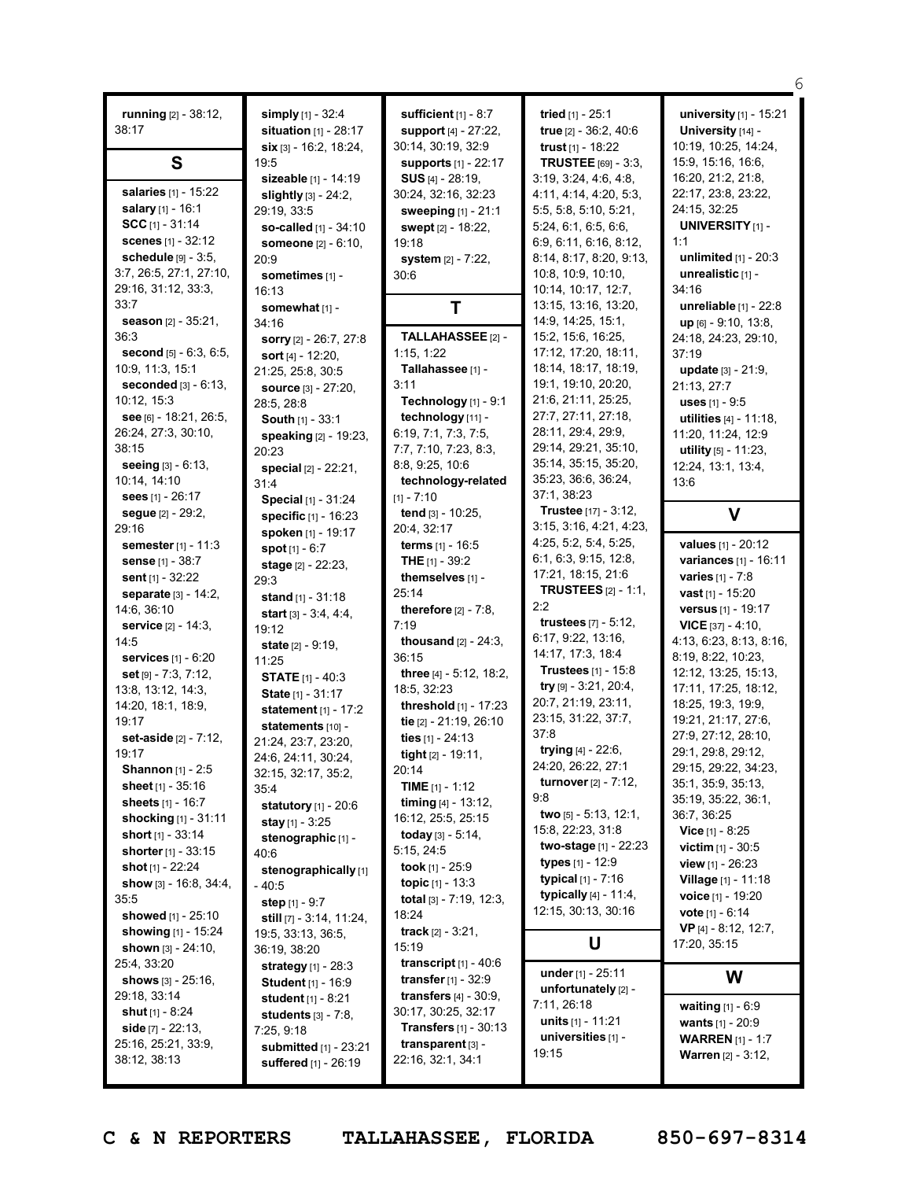**running** [2] - 38:12, 38:17

## S

**salaries** [1] - 15:22
**salary** [1] - 16:1
**SCC** [1] - 31:14
**scenes** [1] - 32:12
**schedule** [9] - 3:5, 3:7, 26:5, 27:1, 27:10, 29:16, 31:12, 33:3, 33:7
**season** [2] - 35:21, 36:3
**second** [5] - 6:3, 6:5, 10:9, 11:3, 15:1
**seconded** [3] - 6:13, 10:12, 15:3
**see** [6] - 18:21, 26:5, 26:24, 27:3, 30:10, 38:15
**seeing** [3] - 6:13, 10:14, 14:10
**sees** [1] - 26:17
**segue** [2] - 29:2, 29:16
**semester** [1] - 11:3
**sense** [1] - 38:7
**sent** [1] - 32:22
**separate** [3] - 14:2, 14:6, 36:10
**service** [2] - 14:3, 14:5
**services** [1] - 6:20
**set** [9] - 7:3, 7:12, 13:8, 13:12, 14:3, 14:20, 18:1, 18:9, 19:17
**set-aside** [2] - 7:12, 19:17
**Shannon** [1] - 2:5
**sheet** [1] - 35:16
**sheets** [1] - 16:7
**shocking** [1] - 31:11
**short** [1] - 33:14
**shorter** [1] - 33:15
**shot** [1] - 22:24
**show** [3] - 16:8, 34:4, 35:5
**showed** [1] - 25:10
**showing** [1] - 15:24
**shown** [3] - 24:10, 25:4, 33:20
**shows** [3] - 25:16, 29:18, 33:14
**shut** [1] - 8:24
**side** [7] - 22:13, 25:16, 25:21, 33:9, 38:12, 38:13
**simply** [1] - 32:4
**situation** [1] - 28:17
**six** [3] - 16:2, 18:24, 19:5
**sizeable** [1] - 14:19
**slightly** [3] - 24:2, 29:19, 33:5
**so-called** [1] - 34:10
**someone** [2] - 6:10, 20:9
**sometimes** [1] - 16:13
**somewhat** [1] - 34:16
**sorry** [2] - 26:7, 27:8
**sort** [4] - 12:20, 21:25, 25:8, 30:5
**source** [3] - 27:20, 28:5, 28:8
**South** [1] - 33:1
**speaking** [2] - 19:23, 20:23
**special** [2] - 22:21, 31:4
**Special** [1] - 31:24
**specific** [1] - 16:23
**spoken** [1] - 19:17
**spot** [1] - 6:7
**stage** [2] - 22:23, 29:3
**stand** [1] - 31:18
**start** [3] - 3:4, 4:4, 19:12
**state** [2] - 9:19, 11:25
**STATE** [1] - 40:3
**State** [1] - 31:17
**statement** [1] - 17:2
**statements** [10] - 21:24, 23:7, 23:20, 24:6, 24:11, 30:24, 32:15, 32:17, 35:2, 35:4
**statutory** [1] - 20:6
**stay** [1] - 3:25
**stenographic** [1] - 40:6
**stenographically** [1] - 40:5
**step** [1] - 9:7
**still** [7] - 3:14, 11:24, 19:5, 33:13, 36:5, 36:19, 38:20
**strategy** [1] - 28:3
**Student** [1] - 16:9
**student** [1] - 8:21
**students** [3] - 7:8, 7:25, 9:18
**submitted** [1] - 23:21
**suffered** [1] - 26:19
**sufficient** [1] - 8:7
**support** [4] - 27:22, 30:14, 30:19, 32:9
**supports** [1] - 22:17
**SUS** [4] - 28:19, 30:24, 32:16, 32:23
**sweeping** [1] - 21:1
**swept** [2] - 18:22, 19:18
**system** [2] - 7:22, 30:6

## T

**TALLAHASSEE** [2] - 1:15, 1:22
**Tallahassee** [1] - 3:11
**Technology** [1] - 9:1
**technology** [11] - 6:19, 7:1, 7:3, 7:5, 7:7, 7:10, 7:23, 8:3, 8:8, 9:25, 10:6
**technology-related** [1] - 7:10
**tend** [3] - 10:25, 20:4, 32:17
**terms** [1] - 16:5
**THE** [1] - 39:2
**themselves** [1] - 25:14
**therefore** [2] - 7:8, 7:19
**thousand** [2] - 24:3, 36:15
**three** [4] - 5:12, 18:2, 18:5, 32:23
**threshold** [1] - 17:23
**tie** [2] - 21:19, 26:10
**ties** [1] - 24:13
**tight** [2] - 19:11, 20:14
**TIME** [1] - 1:12
**timing** [4] - 13:12, 16:12, 25:5, 25:15
**today** [3] - 5:14, 5:15, 24:5
**took** [1] - 25:9
**topic** [1] - 13:3
**total** [3] - 7:19, 12:3, 18:24
**track** [2] - 3:21, 15:19
**transcript** [1] - 40:6
**transfer** [1] - 32:9
**transfers** [4] - 30:9, 30:17, 30:25, 32:17
**Transfers** [1] - 30:13
**transparent** [3] - 22:16, 32:1, 34:1
**tried** [1] - 25:1
**true** [2] - 36:2, 40:6
**trust** [1] - 18:22
**TRUSTEE** [69] - 3:3, 3:19, 3:24, 4:6, 4:8, 4:11, 4:14, 4:20, 5:3, 5:5, 5:8, 5:10, 5:21, 5:24, 6:1, 6:5, 6:6, 6:9, 6:11, 6:16, 8:12, 8:14, 8:17, 8:20, 9:13, 10:8, 10:9, 10:10, 10:14, 10:17, 12:7, 13:15, 13:16, 13:20, 14:9, 14:25, 15:1, 15:2, 15:6, 16:25, 17:12, 17:20, 18:11, 18:14, 18:17, 18:19, 19:1, 19:10, 20:20, 21:6, 21:11, 25:25, 27:7, 27:11, 27:18, 28:11, 29:4, 29:9, 29:14, 29:21, 35:10, 35:14, 35:15, 35:20, 35:23, 36:6, 36:24, 37:1, 38:23
**Trustee** [17] - 3:12, 3:15, 3:16, 4:21, 4:23, 4:25, 5:2, 5:4, 5:25, 6:1, 6:3, 9:15, 12:8, 17:21, 18:15, 21:6
**TRUSTEES** [2] - 1:1, 2:2
**trustees** [7] - 5:12, 6:17, 9:22, 13:16, 14:17, 17:3, 18:4
**Trustees** [1] - 15:8
**try** [9] - 3:21, 20:4, 20:7, 21:19, 23:11, 23:15, 31:22, 37:7, 37:8
**trying** [4] - 22:6, 24:20, 26:22, 27:1
**turnover** [2] - 7:12, 9:8
**two** [5] - 5:13, 12:1, 15:8, 22:23, 31:8
**two-stage** [1] - 22:23
**types** [1] - 12:9
**typical** [1] - 7:16
**typically** [4] - 11:4, 12:15, 30:13, 30:16

## U

**under** [1] - 25:11
**unfortunately** [2] - 7:11, 26:18
**units** [1] - 11:21
**universities** [1] - 19:15
**university** [1] - 15:21
**University** [14] - 10:19, 10:25, 14:24, 15:9, 15:16, 16:6, 16:20, 21:2, 21:8, 22:17, 23:8, 23:22, 24:15, 32:25
**UNIVERSITY** [1] - 1:1
**unlimited** [1] - 20:3
**unrealistic** [1] - 34:16
**unreliable** [1] - 22:8
**up** [6] - 9:10, 13:8, 24:18, 24:23, 29:10, 37:19
**update** [3] - 21:9, 21:13, 27:7
**uses** [1] - 9:5
**utilities** [4] - 11:18, 11:20, 11:24, 12:9
**utility** [5] - 11:23, 12:24, 13:1, 13:4, 13:6

## V

**values** [1] - 20:12
**variances** [1] - 16:11
**varies** [1] - 7:8
**vast** [1] - 15:20
**versus** [1] - 19:17
**VICE** [37] - 4:10, 4:13, 6:23, 8:13, 8:16, 8:19, 8:22, 10:23, 12:12, 13:25, 15:13, 17:11, 17:25, 18:12, 18:25, 19:3, 19:9, 19:21, 21:17, 27:6, 27:9, 27:12, 28:10, 29:1, 29:8, 29:12, 29:15, 29:22, 34:23, 35:1, 35:9, 35:13, 35:19, 35:22, 36:1, 36:7, 36:25
**Vice** [1] - 8:25
**victim** [1] - 30:5
**view** [1] - 26:23
**Village** [1] - 11:18
**voice** [1] - 19:20
**vote** [1] - 6:14
**VP** [4] - 8:12, 12:7, 17:20, 35:15

## W

**waiting** [1] - 6:9
**wants** [1] - 20:9
**WARREN** [1] - 1:7
**Warren** [2] - 3:12,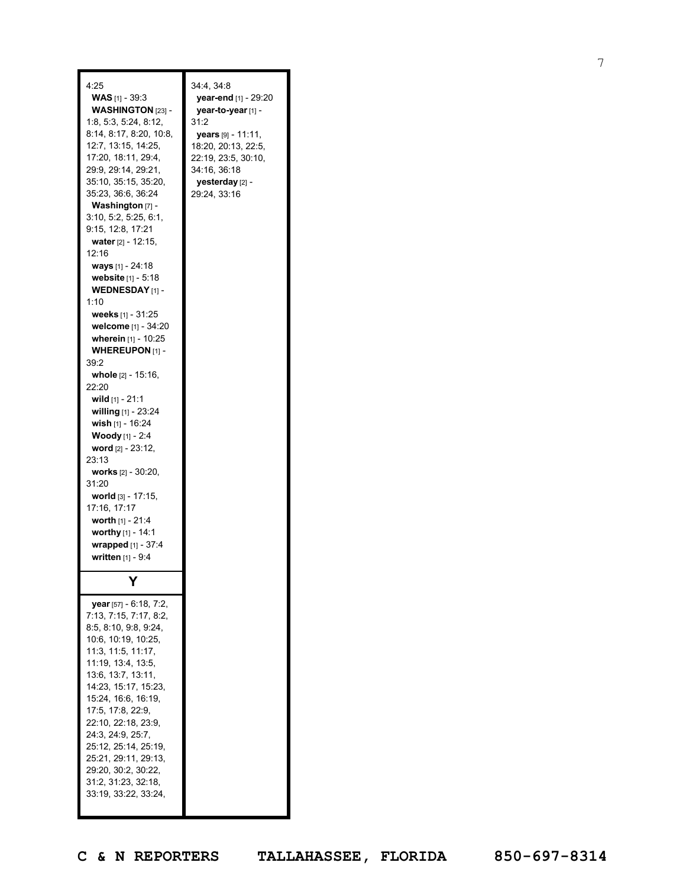4:25

**WAS** [1] - 39:3

**WASHINGTON** [23] - 1:8, 5:3, 5:24, 8:12, 8:14, 8:17, 8:20, 10:8, 12:7, 13:15, 14:25, 17:20, 18:11, 29:4, 29:9, 29:14, 29:21, 35:10, 35:15, 35:20, 35:23, 36:6, 36:24

**Washington** [7] - 3:10, 5:2, 5:25, 6:1, 9:15, 12:8, 17:21

**water** [2] - 12:15, 12:16

**ways** [1] - 24:18

**website** [1] - 5:18

**WEDNESDAY** [1] - 1:10

**weeks** [1] - 31:25

**welcome** [1] - 34:20

**wherein** [1] - 10:25

**WHEREUPON** [1] - 39:2

**whole** [2] - 15:16, 22:20

**wild** [1] - 21:1

**willing** [1] - 23:24

**wish** [1] - 16:24

**Woody** [1] - 2:4

**word** [2] - 23:12, 23:13

**works** [2] - 30:20, 31:20

**world** [3] - 17:15, 17:16, 17:17

**worth** [1] - 21:4

**worthy** [1] - 14:1

**wrapped** [1] - 37:4

**written** [1] - 9:4

## Y

**year** [57] - 6:18, 7:2, 7:13, 7:15, 7:17, 8:2, 8:5, 8:10, 9:8, 9:24, 10:6, 10:19, 10:25, 11:3, 11:5, 11:17, 11:19, 13:4, 13:5, 13:6, 13:7, 13:11, 14:23, 15:17, 15:23, 15:24, 16:6, 16:19, 17:5, 17:8, 22:9, 22:10, 22:18, 23:9, 24:3, 24:9, 25:7, 25:12, 25:14, 25:19, 25:21, 29:11, 29:13, 29:20, 30:2, 30:22, 31:2, 31:23, 32:18, 33:19, 33:22, 33:24, 34:4, 34:8

**year-end** [1] - 29:20

**year-to-year** [1] - 31:2

**years** [9] - 11:11, 18:20, 20:13, 22:5, 22:19, 23:5, 30:10, 34:16, 36:18

**yesterday** [2] - 29:24, 33:16

C & N REPORTERS TALLAHASSEE, FLORIDA 850-697-8314